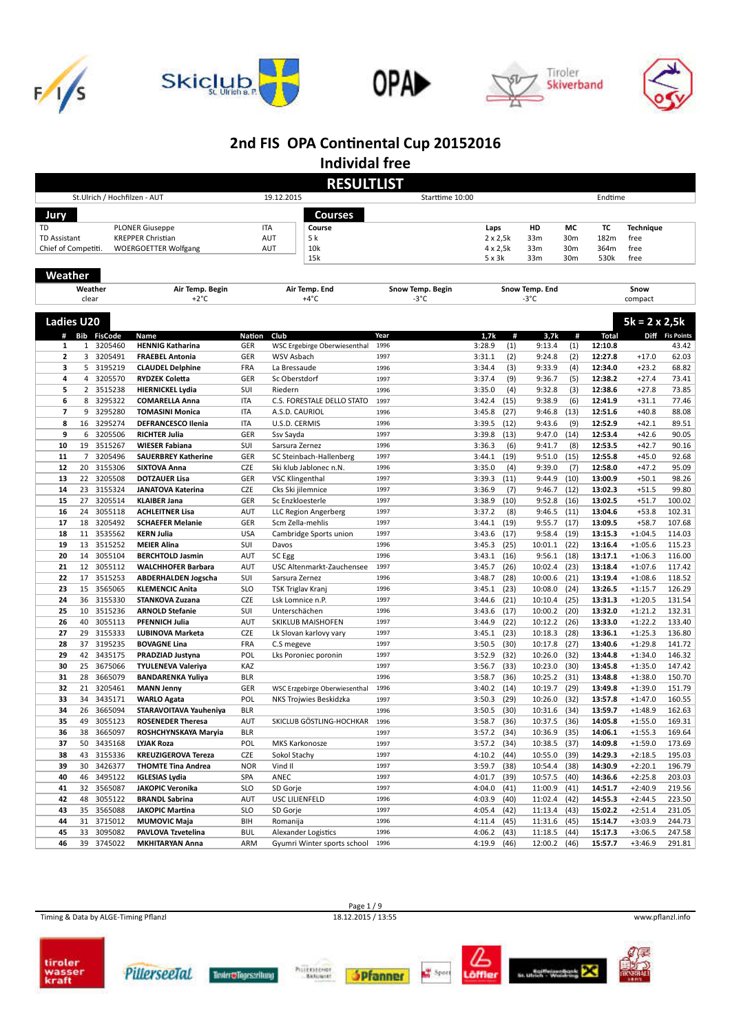# 2nd FIS OPA Continental Cup 20152016

## Individal free

## RESULTLIST

St.Ulrich / Hochfilzen - AUT | 19.12.2015 | Starttime 10:00 | Endtime

### Jury

| | | |
|---|---|---|
| TD | PLONER Giuseppe | ITA |
| TD Assistant | KREPPER Christian | AUT |
| Chief of Competiti. | WOERGOETTER Wolfgang | AUT |

### Courses

| Course | Laps | HD | MC | TC | Technique |
|---|---|---|---|---|---|
| 5 k | 2 x 2,5k | 33m | 30m | 182m | free |
| 10k | 4 x 2,5k | 33m | 30m | 364m | free |
| 15k | 5 x 3k | 33m | 30m | 530k | free |

### Weather

| Weather | Air Temp. Begin | Air Temp. End | Snow Temp. Begin | Snow Temp. End | Snow |
|---|---|---|---|---|---|
| clear | +2°C | +4°C | -3°C | -3°C | compact |

### Ladies U20 — 5k = 2 x 2,5k

| # | Bib | FisCode | Name | Nation | Club | Year | 1,7k | # | 3,7k | # | Total | Diff | Fis Points |
|---|---|---|---|---|---|---|---|---|---|---|---|---|---|
| 1 | 1 | 3205460 | **HENNIG Katharina** | GER | WSC Ergebirge Oberwiesenthal | 1996 | 3:28.9 | (1) | 9:13.4 | (1) | **12:10.8** | | 43.42 |
| 2 | 3 | 3205491 | **FRAEBEL Antonia** | GER | WSV Asbach | 1997 | 3:31.1 | (2) | 9:24.8 | (2) | **12:27.8** | +17.0 | 62.03 |
| 3 | 5 | 3195219 | **CLAUDEL Delphine** | FRA | La Bressaude | 1996 | 3:34.4 | (3) | 9:33.9 | (4) | **12:34.0** | +23.2 | 68.82 |
| 4 | 4 | 3205570 | **RYDZEK Coletta** | GER | Sc Oberstdorf | 1997 | 3:37.4 | (9) | 9:36.7 | (5) | **12:38.2** | +27.4 | 73.41 |
| 5 | 2 | 3515238 | **HIERNICKEL Lydia** | SUI | Riedern | 1996 | 3:35.0 | (4) | 9:32.8 | (3) | **12:38.6** | +27.8 | 73.85 |
| 6 | 8 | 3295322 | **COMARELLA Anna** | ITA | C.S. FORESTALE DELLO STATO | 1997 | 3:42.4 | (15) | 9:38.9 | (6) | **12:41.9** | +31.1 | 77.46 |
| 7 | 9 | 3295280 | **TOMASINI Monica** | ITA | A.S.D. CAURIOL | 1996 | 3:45.8 | (27) | 9:46.8 | (13) | **12:51.6** | +40.8 | 88.08 |
| 8 | 16 | 3295274 | **DEFRANCESCO Ilenia** | ITA | U.S.D. CERMIS | 1996 | 3:39.5 | (12) | 9:43.6 | (9) | **12:52.9** | +42.1 | 89.51 |
| 9 | 6 | 3205506 | **RICHTER Julia** | GER | Ssv Sayda | 1997 | 3:39.8 | (13) | 9:47.0 | (14) | **12:53.4** | +42.6 | 90.05 |
| 10 | 19 | 3515267 | **WIESER Fabiana** | SUI | Sarsura Zernez | 1996 | 3:36.3 | (6) | 9:41.7 | (8) | **12:53.5** | +42.7 | 90.16 |
| 11 | 7 | 3205496 | **SAUERBREY Katherine** | GER | SC Steinbach-Hallenberg | 1997 | 3:44.1 | (19) | 9:51.0 | (15) | **12:55.8** | +45.0 | 92.68 |
| 12 | 20 | 3155306 | **SIXTOVA Anna** | CZE | Ski klub Jablonec n.N. | 1996 | 3:35.0 | (4) | 9:39.0 | (7) | **12:58.0** | +47.2 | 95.09 |
| 13 | 22 | 3205508 | **DOTZAUER Lisa** | GER | VSC Klingenthal | 1997 | 3:39.3 | (11) | 9:44.9 | (10) | **13:00.9** | +50.1 | 98.26 |
| 14 | 23 | 3155324 | **JANATOVA Katerina** | CZE | Cks Ski jilemnice | 1997 | 3:36.9 | (7) | 9:46.7 | (12) | **13:02.3** | +51.5 | 99.80 |
| 15 | 27 | 3205514 | **KLAIBER Jana** | GER | Sc Enzkloesterle | 1997 | 3:38.9 | (10) | 9:52.8 | (16) | **13:02.5** | +51.7 | 100.02 |
| 16 | 24 | 3055118 | **ACHLEITNER Lisa** | AUT | LLC Region Angerberg | 1997 | 3:37.2 | (8) | 9:46.5 | (11) | **13:04.6** | +53.8 | 102.31 |
| 17 | 18 | 3205492 | **SCHAEFER Melanie** | GER | Scm Zella-mehlis | 1997 | 3:44.1 | (19) | 9:55.7 | (17) | **13:09.5** | +58.7 | 107.68 |
| 18 | 11 | 3535562 | **KERN Julia** | USA | Cambridge Sports union | 1997 | 3:43.6 | (17) | 9:58.4 | (19) | **13:15.3** | +1:04.5 | 114.03 |
| 19 | 13 | 3515252 | **MEIER Alina** | SUI | Davos | 1996 | 3:45.3 | (25) | 10:01.1 | (22) | **13:16.4** | +1:05.6 | 115.23 |
| 20 | 14 | 3055104 | **BERCHTOLD Jasmin** | AUT | SC Egg | 1996 | 3:43.1 | (16) | 9:56.1 | (18) | **13:17.1** | +1:06.3 | 116.00 |
| 21 | 12 | 3055112 | **WALCHHOFER Barbara** | AUT | USC Altenmarkt-Zauchensee | 1997 | 3:45.7 | (26) | 10:02.4 | (23) | **13:18.4** | +1:07.6 | 117.42 |
| 22 | 17 | 3515253 | **ABDERHALDEN Jogscha** | SUI | Sarsura Zernez | 1996 | 3:48.7 | (28) | 10:00.6 | (21) | **13:19.4** | +1:08.6 | 118.52 |
| 23 | 15 | 3565065 | **KLEMENCIC Anita** | SLO | TSK Triglav Kranj | 1996 | 3:45.1 | (23) | 10:08.0 | (24) | **13:26.5** | +1:15.7 | 126.29 |
| 24 | 36 | 3155330 | **STANKOVA Zuzana** | CZE | Lsk Lomnice n.P. | 1997 | 3:44.6 | (21) | 10:10.4 | (25) | **13:31.3** | +1:20.5 | 131.54 |
| 25 | 10 | 3515236 | **ARNOLD Stefanie** | SUI | Unterschächen | 1996 | 3:43.6 | (17) | 10:00.2 | (20) | **13:32.0** | +1:21.2 | 132.31 |
| 26 | 40 | 3055113 | **PFENNICH Julia** | AUT | SKIKLUB MAISHOFEN | 1997 | 3:44.9 | (22) | 10:12.2 | (26) | **13:33.0** | +1:22.2 | 133.40 |
| 27 | 29 | 3155333 | **LUBINOVA Marketa** | CZE | Lk Slovan karlovy vary | 1997 | 3:45.1 | (23) | 10:18.3 | (28) | **13:36.1** | +1:25.3 | 136.80 |
| 28 | 37 | 3195235 | **BOVAGNE Lina** | FRA | C.S megeve | 1997 | 3:50.5 | (30) | 10:17.8 | (27) | **13:40.6** | +1:29.8 | 141.72 |
| 29 | 42 | 3435175 | **PRADZIAD Justyna** | POL | Lks Poroniec poronin | 1997 | 3:52.9 | (32) | 10:26.0 | (32) | **13:44.8** | +1:34.0 | 146.32 |
| 30 | 25 | 3675066 | **TYULENEVA Valeriya** | KAZ | | 1997 | 3:56.7 | (33) | 10:23.0 | (30) | **13:45.8** | +1:35.0 | 147.42 |
| 31 | 28 | 3665079 | **BANDARENKA Yuliya** | BLR | | 1996 | 3:58.7 | (36) | 10:25.2 | (31) | **13:48.8** | +1:38.0 | 150.70 |
| 32 | 21 | 3205461 | **MANN Jenny** | GER | WSC Erzgebirge Oberwiesenthal | 1996 | 3:40.2 | (14) | 10:19.7 | (29) | **13:49.8** | +1:39.0 | 151.79 |
| 33 | 34 | 3435171 | **WARLO Agata** | POL | NKS Trojwies Beskidzka | 1997 | 3:50.3 | (29) | 10:26.0 | (32) | **13:57.8** | +1:47.0 | 160.55 |
| 34 | 26 | 3665094 | **STARAVOITAVA Yauheniya** | BLR | | 1996 | 3:50.5 | (30) | 10:31.6 | (34) | **13:59.7** | +1:48.9 | 162.63 |
| 35 | 49 | 3055123 | **ROSENEDER Theresa** | AUT | SKICLUB GÖSTLING-HOCHKAR | 1996 | 3:58.7 | (36) | 10:37.5 | (36) | **14:05.8** | +1:55.0 | 169.31 |
| 36 | 38 | 3665097 | **ROSHCHYNSKAYA Maryia** | BLR | | 1997 | 3:57.2 | (34) | 10:36.9 | (35) | **14:06.1** | +1:55.3 | 169.64 |
| 37 | 50 | 3435168 | **LYJAK Roza** | POL | MKS Karkonosze | 1997 | 3:57.2 | (34) | 10:38.5 | (37) | **14:09.8** | +1:59.0 | 173.69 |
| 38 | 43 | 3155336 | **KREUZIGEROVA Tereza** | CZE | Sokol Stachy | 1997 | 4:10.2 | (44) | 10:55.0 | (39) | **14:29.3** | +2:18.5 | 195.03 |
| 39 | 30 | 3426377 | **THOMTE Tina Andrea** | NOR | Vind Il | 1997 | 3:59.7 | (38) | 10:54.4 | (38) | **14:30.9** | +2:20.1 | 196.79 |
| 40 | 46 | 3495122 | **IGLESIAS Lydia** | SPA | ANEC | 1997 | 4:01.7 | (39) | 10:57.5 | (40) | **14:36.6** | +2:25.8 | 203.03 |
| 41 | 32 | 3565087 | **JAKOPIC Veronika** | SLO | SD Gorje | 1997 | 4:04.0 | (41) | 11:00.9 | (41) | **14:51.7** | +2:40.9 | 219.56 |
| 42 | 48 | 3055122 | **BRANDL Sabrina** | AUT | USC LILIENFELD | 1996 | 4:03.9 | (40) | 11:02.4 | (42) | **14:55.3** | +2:44.5 | 223.50 |
| 43 | 35 | 3565088 | **JAKOPIC Martina** | SLO | SD Gorje | 1997 | 4:05.4 | (42) | 11:13.4 | (43) | **15:02.2** | +2:51.4 | 231.05 |
| 44 | 31 | 3715012 | **MUMOVIC Maja** | BIH | Romanija | 1996 | 4:11.4 | (45) | 11:31.6 | (45) | **15:14.7** | +3:03.9 | 244.73 |
| 45 | 33 | 3095082 | **PAVLOVA Tzvetelina** | BUL | Alexander Logistics | 1996 | 4:06.2 | (43) | 11:18.5 | (44) | **15:17.3** | +3:06.5 | 247.58 |
| 46 | 39 | 3745022 | **MKHITARYAN Anna** | ARM | Gyumri Winter sports school | 1996 | 4:19.9 | (46) | 12:00.2 | (46) | **15:57.7** | +3:46.9 | 291.81 |

Timing & Data by ALGE-Timing Pflanzl — 18.12.2015 / 13:55 — www.pflanzl.info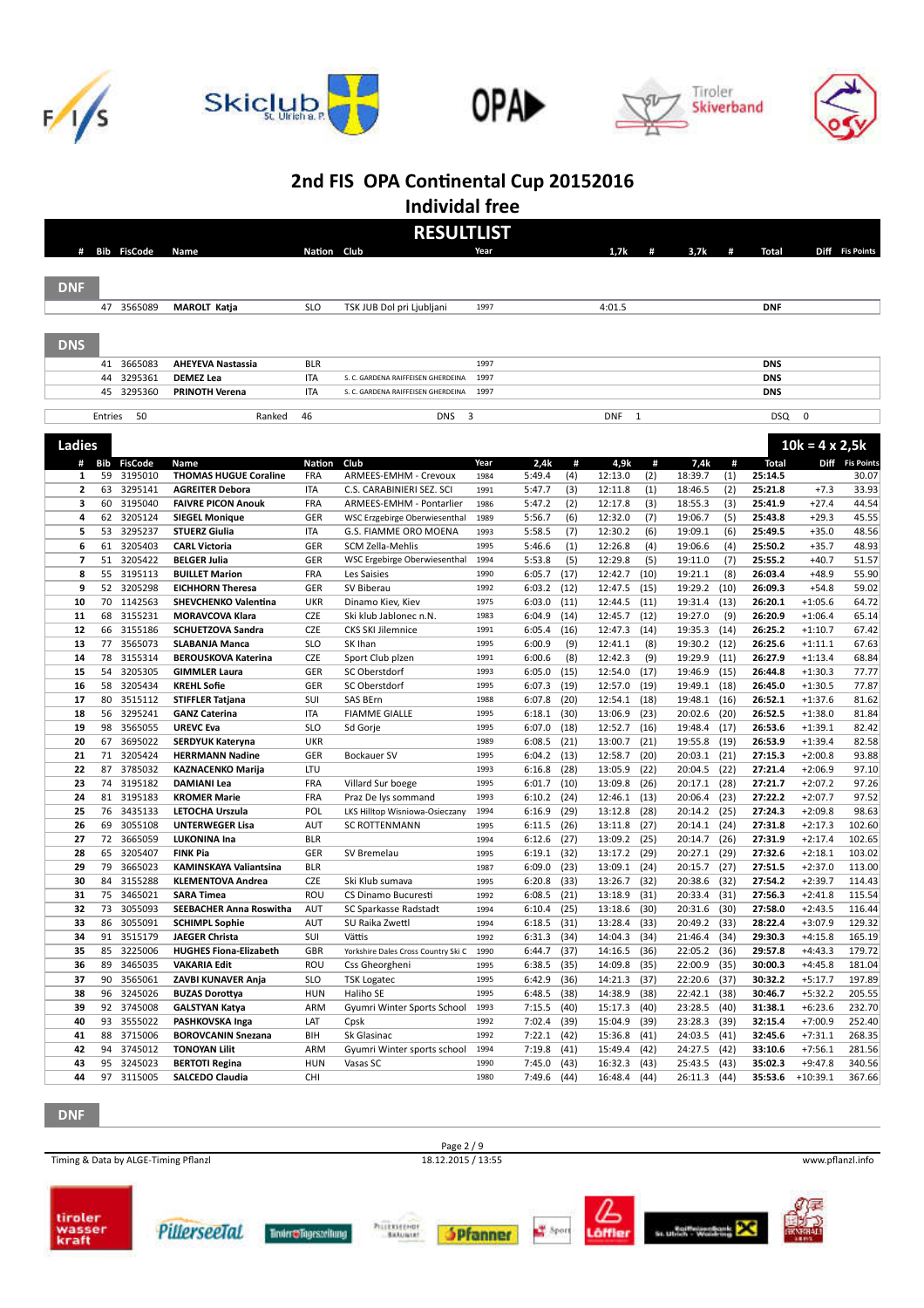# 2nd FIS OPA Continental Cup 20152016

## Individual free

## RESULTLIST

| # | Bib | FisCode | Name | Nation | Club | Year | 1,7k | # | 3,7k | # | Total | Diff | Fis Points |
|---|---|---|---|---|---|---|---|---|---|---|---|---|---|

### DNF

| # | Bib | FisCode | Name | Nation | Club | Year | 1,7k | # | 3,7k | # | Total | Diff | Fis Points |
|---|---|---|---|---|---|---|---|---|---|---|---|---|---|
| | 47 | 3565089 | **MAROLT Katja** | SLO | TSK JUB Dol pri Ljubljani | 1997 | 4:01.5 | | | | **DNF** | | |

### DNS

| # | Bib | FisCode | Name | Nation | Club | Year | 1,7k | # | 3,7k | # | Total | Diff | Fis Points |
|---|---|---|---|---|---|---|---|---|---|---|---|---|---|
| | 41 | 3665083 | **AHEYEVA Nastassia** | BLR | | 1997 | | | | | **DNS** | | |
| | 44 | 3295361 | **DEMEZ Lea** | ITA | S. C. GARDENA RAIFFEISEN GHERDEINA | 1997 | | | | | **DNS** | | |
| | 45 | 3295360 | **PRINOTH Verena** | ITA | S. C. GARDENA RAIFFEISEN GHERDEINA | 1997 | | | | | **DNS** | | |

Entries 50 | Ranked 46 | DNS 3 | DNF 1 | DSQ 0

### Ladies — 10k = 4 x 2,5k

| # | Bib | FisCode | Name | Nation | Club | Year | 2,4k | # | 4,9k | # | 7,4k | # | Total | Diff | Fis Points |
|---|---|---|---|---|---|---|---|---|---|---|---|---|---|---|---|
| 1 | 59 | 3195010 | **THOMAS HUGUE Coraline** | FRA | ARMEES-EMHM - Crevoux | 1984 | 5:49.4 | (4) | 12:13.0 | (2) | 18:39.7 | (1) | **25:14.5** | | 30.07 |
| 2 | 63 | 3295141 | **AGREITER Debora** | ITA | C.S. CARABINIERI SEZ. SCI | 1991 | 5:47.7 | (3) | 12:11.8 | (1) | 18:46.5 | (2) | **25:21.8** | +7.3 | 33.93 |
| 3 | 60 | 3195040 | **FAIVRE PICON Anouk** | FRA | ARMEES-EMHM - Pontarlier | 1986 | 5:47.2 | (2) | 12:17.8 | (3) | 18:55.3 | (3) | **25:41.9** | +27.4 | 44.54 |
| 4 | 62 | 3205124 | **SIEGEL Monique** | GER | WSC Erzgebirge Oberwiesenthal | 1989 | 5:56.7 | (6) | 12:32.0 | (7) | 19:06.7 | (5) | **25:43.8** | +29.3 | 45.55 |
| 5 | 53 | 3295237 | **STUERZ Giulia** | ITA | G.S. FIAMME ORO MOENA | 1993 | 5:58.5 | (7) | 12:30.2 | (6) | 19:09.1 | (6) | **25:49.5** | +35.0 | 48.56 |
| 6 | 61 | 3205403 | **CARL Victoria** | GER | SCM Zella-Mehlis | 1995 | 5:46.6 | (1) | 12:26.8 | (4) | 19:06.6 | (4) | **25:50.2** | +35.7 | 48.93 |
| 7 | 51 | 3205422 | **BELGER Julia** | GER | WSC Ergebirge Oberwiesenthal | 1994 | 5:53.8 | (5) | 12:29.8 | (5) | 19:11.0 | (7) | **25:55.2** | +40.7 | 51.57 |
| 8 | 55 | 3195113 | **BUILLET Marion** | FRA | Les Saisies | 1990 | 6:05.7 | (17) | 12:42.7 | (10) | 19:21.1 | (8) | **26:03.4** | +48.9 | 55.90 |
| 9 | 52 | 3205298 | **EICHHORN Theresa** | GER | SV Biberau | 1992 | 6:03.2 | (12) | 12:47.5 | (15) | 19:29.2 | (10) | **26:09.3** | +54.8 | 59.02 |
| 10 | 70 | 1142563 | **SHEVCHENKO Valentina** | UKR | Dinamo Kiev, Kiev | 1975 | 6:03.0 | (11) | 12:44.5 | (11) | 19:31.4 | (13) | **26:20.1** | +1:05.6 | 64.72 |
| 11 | 68 | 3155231 | **MORAVCOVA Klara** | CZE | Ski klub Jablonec n.N. | 1983 | 6:04.9 | (14) | 12:45.7 | (12) | 19:27.0 | (9) | **26:20.9** | +1:06.4 | 65.14 |
| 12 | 66 | 3155186 | **SCHUETZOVA Sandra** | CZE | CKS SKI Jilemnice | 1991 | 6:05.4 | (16) | 12:47.3 | (14) | 19:35.3 | (14) | **26:25.2** | +1:10.7 | 67.42 |
| 13 | 77 | 3565073 | **SLABANJA Manca** | SLO | SK Ihan | 1995 | 6:00.9 | (9) | 12:41.1 | (8) | 19:30.2 | (12) | **26:25.6** | +1:11.1 | 67.63 |
| 14 | 78 | 3155314 | **BEROUSKOVA Katerina** | CZE | Sport Club plzen | 1991 | 6:00.6 | (8) | 12:42.3 | (9) | 19:29.9 | (11) | **26:27.9** | +1:13.4 | 68.84 |
| 15 | 54 | 3205305 | **GIMMLER Laura** | GER | SC Oberstdorf | 1993 | 6:05.0 | (15) | 12:54.0 | (17) | 19:46.9 | (15) | **26:44.8** | +1:30.3 | 77.77 |
| 16 | 58 | 3205434 | **KREHL Sofie** | GER | SC Oberstdorf | 1995 | 6:07.3 | (19) | 12:57.0 | (19) | 19:49.1 | (18) | **26:45.0** | +1:30.5 | 77.87 |
| 17 | 80 | 3515112 | **STIFFLER Tatjana** | SUI | SAS BErn | 1988 | 6:07.8 | (20) | 12:54.1 | (18) | 19:48.1 | (16) | **26:52.1** | +1:37.6 | 81.62 |
| 18 | 56 | 3295241 | **GANZ Caterina** | ITA | FIAMME GIALLE | 1995 | 6:18.1 | (30) | 13:06.9 | (23) | 20:02.6 | (20) | **26:52.5** | +1:38.0 | 81.84 |
| 19 | 98 | 3565055 | **UREVC Eva** | SLO | Sd Gorje | 1995 | 6:07.0 | (18) | 12:52.7 | (16) | 19:48.4 | (17) | **26:53.6** | +1:39.1 | 82.42 |
| 20 | 67 | 3695022 | **SERDYUK Kateryna** | UKR | | 1989 | 6:08.5 | (21) | 13:00.7 | (21) | 19:55.8 | (19) | **26:53.9** | +1:39.4 | 82.58 |
| 21 | 71 | 3205424 | **HERRMANN Nadine** | GER | Bockauer SV | 1995 | 6:04.2 | (13) | 12:58.7 | (20) | 20:03.1 | (21) | **27:15.3** | +2:00.8 | 93.88 |
| 22 | 87 | 3785032 | **KAZNACENKO Marija** | LTU | | 1993 | 6:16.8 | (28) | 13:05.9 | (22) | 20:04.5 | (22) | **27:21.4** | +2:06.9 | 97.10 |
| 23 | 74 | 3195182 | **DAMIANI Lea** | FRA | Villard Sur boege | 1995 | 6:01.7 | (10) | 13:09.8 | (26) | 20:17.1 | (28) | **27:21.7** | +2:07.2 | 97.26 |
| 24 | 81 | 3195183 | **KROMER Marie** | FRA | Praz De lys sommand | 1993 | 6:10.2 | (24) | 12:46.1 | (13) | 20:06.4 | (23) | **27:22.2** | +2:07.7 | 97.52 |
| 25 | 76 | 3435133 | **LETOCHA Urszula** | POL | LKS Hilltop Wisniowa-Osieczany | 1994 | 6:16.9 | (29) | 13:12.8 | (28) | 20:14.2 | (25) | **27:24.3** | +2:09.8 | 98.63 |
| 26 | 69 | 3055108 | **UNTERWEGER Lisa** | AUT | SC ROTTENMANN | 1995 | 6:11.5 | (26) | 13:11.8 | (27) | 20:14.1 | (24) | **27:31.8** | +2:17.3 | 102.60 |
| 27 | 72 | 3665059 | **LUKONINA Ina** | BLR | | 1994 | 6:12.6 | (27) | 13:09.2 | (25) | 20:14.7 | (26) | **27:31.9** | +2:17.4 | 102.65 |
| 28 | 65 | 3205407 | **FINK Pia** | GER | SV Bremelau | 1995 | 6:19.1 | (32) | 13:17.2 | (29) | 20:27.1 | (29) | **27:32.6** | +2:18.1 | 103.02 |
| 29 | 79 | 3665023 | **KAMINSKAYA Valiantsina** | BLR | | 1987 | 6:09.0 | (23) | 13:09.1 | (24) | 20:15.7 | (27) | **27:51.5** | +2:37.0 | 113.00 |
| 30 | 84 | 3155288 | **KLEMENTOVA Andrea** | CZE | Ski Klub sumava | 1995 | 6:20.8 | (33) | 13:26.7 | (32) | 20:38.6 | (32) | **27:54.2** | +2:39.7 | 114.43 |
| 31 | 75 | 3465021 | **SARA Timea** | ROU | CS Dinamo Bucuresti | 1992 | 6:08.5 | (21) | 13:18.9 | (31) | 20:33.4 | (31) | **27:56.3** | +2:41.8 | 115.54 |
| 32 | 73 | 3055093 | **SEEBACHER Anna Roswitha** | AUT | SC Sparkasse Radstadt | 1994 | 6:10.4 | (25) | 13:18.6 | (30) | 20:31.6 | (30) | **27:58.0** | +2:43.5 | 116.44 |
| 33 | 86 | 3055091 | **SCHIMPL Sophie** | AUT | SU Raika Zwettl | 1994 | 6:18.5 | (31) | 13:28.4 | (33) | 20:49.2 | (33) | **28:22.4** | +3:07.9 | 129.32 |
| 34 | 91 | 3515179 | **JAEGER Christa** | SUI | Vättis | 1992 | 6:31.3 | (34) | 14:04.3 | (34) | 21:46.4 | (34) | **29:30.3** | +4:15.8 | 165.19 |
| 35 | 85 | 3225006 | **HUGHES Fiona-Elizabeth** | GBR | Yorkshire Dales Cross Country Ski C | 1990 | 6:44.7 | (37) | 14:16.5 | (36) | 22:05.2 | (36) | **29:57.8** | +4:43.3 | 179.72 |
| 36 | 89 | 3465035 | **VAKARIA Edit** | ROU | Css Gheorgheni | 1995 | 6:38.5 | (35) | 14:09.8 | (35) | 22:00.9 | (35) | **30:00.3** | +4:45.8 | 181.04 |
| 37 | 90 | 3565061 | **ZAVBI KUNAVER Anja** | SLO | TSK Logatec | 1995 | 6:42.9 | (36) | 14:21.3 | (37) | 22:20.6 | (37) | **30:32.2** | +5:17.7 | 197.89 |
| 38 | 96 | 3245026 | **BUZAS Dorottya** | HUN | Haliho SE | 1995 | 6:48.5 | (38) | 14:38.9 | (38) | 22:42.1 | (38) | **30:46.7** | +5:32.2 | 205.55 |
| 39 | 92 | 3745008 | **GALSTYAN Katya** | ARM | Gyumri Winter Sports School | 1993 | 7:15.5 | (40) | 15:17.3 | (40) | 23:28.5 | (40) | **31:38.1** | +6:23.6 | 232.70 |
| 40 | 93 | 3555022 | **PASHKOVSKA Inga** | LAT | Cpsk | 1992 | 7:02.4 | (39) | 15:04.9 | (39) | 23:28.3 | (39) | **32:15.4** | +7:00.9 | 252.40 |
| 41 | 88 | 3715006 | **BOROVCANIN Snezana** | BIH | Sk Glasinac | 1992 | 7:22.1 | (42) | 15:36.8 | (41) | 24:03.5 | (41) | **32:45.6** | +7:31.1 | 268.35 |
| 42 | 94 | 3745012 | **TONOYAN Lilit** | ARM | Gyumri Winter sports school | 1994 | 7:19.8 | (41) | 15:49.4 | (42) | 24:27.5 | (42) | **33:10.6** | +7:56.1 | 281.56 |
| 43 | 95 | 3245023 | **BERTOTI Regina** | HUN | Vasas SC | 1990 | 7:45.0 | (43) | 16:32.3 | (43) | 25:43.5 | (43) | **35:02.3** | +9:47.8 | 340.56 |
| 44 | 97 | 3115005 | **SALCEDO Claudia** | CHI | | 1980 | 7:49.6 | (44) | 16:48.4 | (44) | 26:11.3 | (44) | **35:53.6** | +10:39.1 | 367.66 |

### DNF

Timing & Data by ALGE-Timing Pflanzl | 18.12.2015 / 13:55 | www.pflanzl.info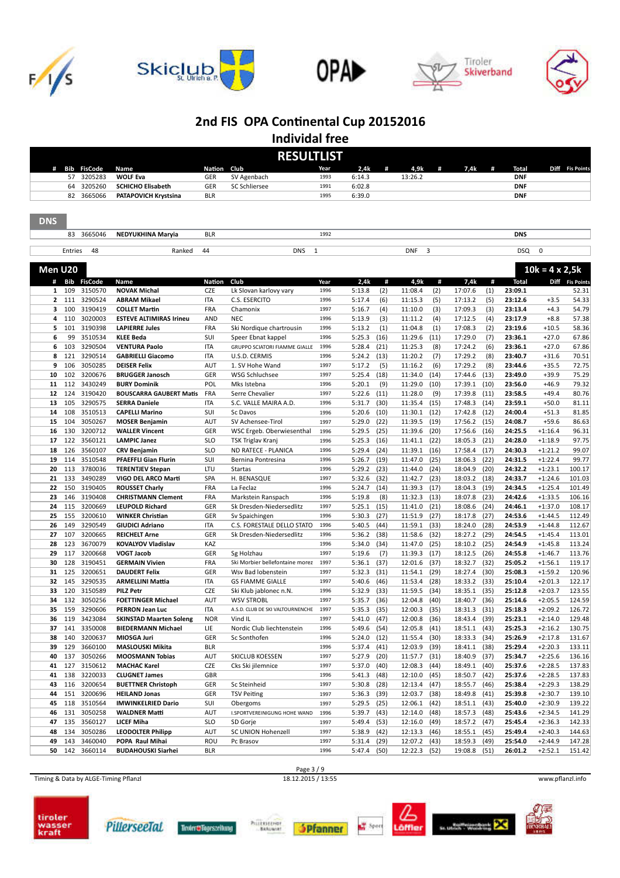# 2nd FIS OPA Continental Cup 20152016

## Individal free

## RESULTLIST

| # | Bib | FisCode | Name | Nation | Club | Year | 2,4k | # | 4,9k | # | 7,4k | # | Total | Diff | Fis Points |
|---|---|---|---|---|---|---|---|---|---|---|---|---|---|---|---|
| | 57 | 3205283 | **WOLF Eva** | GER | SV Agenbach | 1993 | 6:14.3 | | 13:26.2 | | | | **DNF** | | |
| | 64 | 3205260 | **SCHICHO Elisabeth** | GER | SC Schliersee | 1991 | 6:02.8 | | | | | | **DNF** | | |
| | 82 | 3665066 | **PATAPOVICH Krystsina** | BLR | | 1995 | 6:39.0 | | | | | | **DNF** | | |

### DNS

| # | Bib | FisCode | Name | Nation | Club | Year | Total |
|---|---|---|---|---|---|---|---|
| | 83 | 3665046 | **NEDYUKHINA Maryia** | BLR | | 1992 | **DNS** |

Entries 48 | Ranked 44 | DNS 1 | DNF 3 | DSQ 0

## Men U20

**10k = 4 x 2,5k**

| # | Bib | FisCode | Name | Nation | Club | Year | 2,4k | # | 4,9k | # | 7,4k | # | Total | Diff | Fis Points |
|---|---|---|---|---|---|---|---|---|---|---|---|---|---|---|---|
| 1 | 109 | 3150570 | **NOVAK Michal** | CZE | Lk Slovan karlovy vary | 1996 | 5:13.8 | (2) | 11:08.4 | (2) | 17:07.6 | (1) | **23:09.1** | | 52.31 |
| 2 | 111 | 3290524 | **ABRAM Mikael** | ITA | C.S. ESERCITO | 1996 | 5:17.4 | (6) | 11:15.3 | (5) | 17:13.2 | (5) | **23:12.6** | +3.5 | 54.33 |
| 3 | 100 | 3190419 | **COLLET Martin** | FRA | Chamonix | 1997 | 5:16.7 | (4) | 11:10.0 | (3) | 17:09.3 | (3) | **23:13.4** | +4.3 | 54.79 |
| 4 | 110 | 3020003 | **ESTEVE ALTIMIRAS Irineu** | AND | NEC | 1996 | 5:13.9 | (3) | 11:11.2 | (4) | 17:12.5 | (4) | **23:17.9** | +8.8 | 57.38 |
| 5 | 101 | 3190398 | **LAPIERRE Jules** | FRA | Ski Nordique chartrousin | 1996 | 5:13.2 | (1) | 11:04.8 | (1) | 17:08.3 | (2) | **23:19.6** | +10.5 | 58.36 |
| 6 | 99 | 3510534 | **KLEE Beda** | SUI | Speer Ebnat kappel | 1996 | 5:25.3 | (16) | 11:29.6 | (11) | 17:29.0 | (7) | **23:36.1** | +27.0 | 67.86 |
| 6 | 103 | 3290504 | **VENTURA Paolo** | ITA | GRUPPO SCIATORI FIAMME GIALLE | 1996 | 5:28.4 | (21) | 11:25.3 | (8) | 17:24.2 | (6) | **23:36.1** | +27.0 | 67.86 |
| 8 | 121 | 3290514 | **GABRIELLI Giacomo** | ITA | U.S.D. CERMIS | 1996 | 5:24.2 | (13) | 11:20.2 | (7) | 17:29.2 | (8) | **23:40.7** | +31.6 | 70.51 |
| 9 | 106 | 3050285 | **DEISER Felix** | AUT | 1. SV Hohe Wand | 1997 | 5:17.2 | (5) | 11:16.2 | (6) | 17:29.2 | (8) | **23:44.6** | +35.5 | 72.75 |
| 10 | 102 | 3200676 | **BRUGGER Janosch** | GER | WSG Schluchsee | 1997 | 5:25.4 | (18) | 11:34.0 | (14) | 17:44.6 | (13) | **23:49.0** | +39.9 | 75.29 |
| 11 | 112 | 3430249 | **BURY Dominik** | POL | Mks Istebna | 1996 | 5:20.1 | (9) | 11:29.0 | (10) | 17:39.1 | (10) | **23:56.0** | +46.9 | 79.32 |
| 12 | 124 | 3190420 | **BOUSCARRA GAUBERT Matis** | FRA | Serre Chevalier | 1997 | 5:22.6 | (11) | 11:28.0 | (9) | 17:39.8 | (11) | **23:58.5** | +49.4 | 80.76 |
| 13 | 105 | 3290575 | **SERRA Daniele** | ITA | S.C. VALLE MAIRA A.D. | 1996 | 5:31.7 | (30) | 11:35.4 | (15) | 17:48.3 | (14) | **23:59.1** | +50.0 | 81.11 |
| 14 | 108 | 3510513 | **CAPELLI Marino** | SUI | Sc Davos | 1996 | 5:20.6 | (10) | 11:30.1 | (12) | 17:42.8 | (12) | **24:00.4** | +51.3 | 81.85 |
| 15 | 104 | 3050267 | **MOSER Benjamin** | AUT | SV Achensee-Tirol | 1997 | 5:29.0 | (22) | 11:39.5 | (19) | 17:56.2 | (15) | **24:08.7** | +59.6 | 86.63 |
| 16 | 130 | 3200712 | **WALLER Vincent** | GER | WSC Ergeb. Oberwiesenthal | 1996 | 5:29.5 | (25) | 11:39.6 | (20) | 17:56.6 | (16) | **24:25.5** | +1:16.4 | 96.31 |
| 17 | 122 | 3560121 | **LAMPIC Janez** | SLO | TSK Triglav Kranj | 1996 | 5:25.3 | (16) | 11:41.1 | (22) | 18:05.3 | (21) | **24:28.0** | +1:18.9 | 97.75 |
| 18 | 126 | 3560107 | **CRV Benjamin** | SLO | ND RATECE - PLANICA | 1996 | 5:29.4 | (24) | 11:39.1 | (16) | 17:58.4 | (17) | **24:30.3** | +1:21.2 | 99.07 |
| 19 | 114 | 3510548 | **PFAEFFLI Gian Flurin** | SUI | Bernina Pontresina | 1996 | 5:26.7 | (19) | 11:47.0 | (25) | 18:06.3 | (22) | **24:31.5** | +1:22.4 | 99.77 |
| 20 | 113 | 3780036 | **TERENTJEV Stepan** | LTU | Startas | 1996 | 5:29.2 | (23) | 11:44.0 | (24) | 18:04.9 | (20) | **24:32.2** | +1:23.1 | 100.17 |
| 21 | 133 | 3490289 | **VIGO DEL ARCO Marti** | SPA | H. BENASQUE | 1997 | 5:32.6 | (32) | 11:42.7 | (23) | 18:03.2 | (18) | **24:33.7** | +1:24.6 | 101.03 |
| 22 | 150 | 3190405 | **ROUSSET Charly** | FRA | La Feclaz | 1996 | 5:24.7 | (14) | 11:39.3 | (17) | 18:04.3 | (19) | **24:34.5** | +1:25.4 | 101.49 |
| 23 | 146 | 3190408 | **CHRISTMANN Clement** | FRA | Markstein Ranspach | 1996 | 5:19.8 | (8) | 11:32.3 | (13) | 18:07.8 | (23) | **24:42.6** | +1:33.5 | 106.16 |
| 24 | 115 | 3200669 | **LEUPOLD Richard** | GER | Sk Dresden-Niedersedlitz | 1997 | 5:25.1 | (15) | 11:41.0 | (21) | 18:08.6 | (24) | **24:46.1** | +1:37.0 | 108.17 |
| 25 | 155 | 3200610 | **WINKER Christian** | GER | Sv Spaichingen | 1996 | 5:30.3 | (27) | 11:51.9 | (27) | 18:17.8 | (27) | **24:53.6** | +1:44.5 | 112.49 |
| 26 | 149 | 3290549 | **GIUDICI Adriano** | ITA | C.S. FORESTALE DELLO STATO | 1996 | 5:40.5 | (44) | 11:59.1 | (33) | 18:24.0 | (28) | **24:53.9** | +1:44.8 | 112.67 |
| 27 | 107 | 3200665 | **REICHELT Arne** | GER | Sk Dresden-Niedersedlitz | 1996 | 5:36.2 | (38) | 11:58.6 | (32) | 18:27.2 | (29) | **24:54.5** | +1:45.4 | 113.01 |
| 28 | 123 | 3670079 | **KOVALYOV Vladislav** | KAZ | | 1996 | 5:34.0 | (34) | 11:47.0 | (25) | 18:10.2 | (25) | **24:54.9** | +1:45.8 | 113.24 |
| 29 | 117 | 3200668 | **VOGT Jacob** | GER | Sg Holzhau | 1997 | 5:19.6 | (7) | 11:39.3 | (17) | 18:12.5 | (26) | **24:55.8** | +1:46.7 | 113.76 |
| 30 | 128 | 3190451 | **GERMAIN Vivien** | FRA | Ski Morbier bellefontaine morez | 1997 | 5:36.1 | (37) | 12:01.6 | (37) | 18:32.7 | (32) | **25:05.2** | +1:56.1 | 119.17 |
| 31 | 125 | 3200651 | **DAUDERT Felix** | GER | Wsv Bad lobenstein | 1997 | 5:32.3 | (31) | 11:54.1 | (29) | 18:27.4 | (30) | **25:08.3** | +1:59.2 | 120.96 |
| 32 | 145 | 3290535 | **ARMELLINI Mattia** | ITA | GS FIAMME GIALLE | 1997 | 5:40.6 | (46) | 11:53.4 | (28) | 18:33.2 | (33) | **25:10.4** | +2:01.3 | 122.17 |
| 33 | 120 | 3150589 | **PILZ Petr** | CZE | Sk Klub jablonec n.N. | 1996 | 5:32.9 | (33) | 11:59.5 | (34) | 18:35.1 | (35) | **25:12.8** | +2:03.7 | 123.55 |
| 34 | 132 | 3050256 | **FOETTINGER Michael** | AUT | WSV STROBL | 1997 | 5:35.7 | (36) | 12:04.8 | (40) | 18:40.7 | (36) | **25:14.6** | +2:05.5 | 124.59 |
| 35 | 159 | 3290606 | **PERRON Jean Luc** | ITA | A.S.D. CLUB DE SKI VALTOURNENCHE | 1997 | 5:35.3 | (35) | 12:00.3 | (35) | 18:31.3 | (31) | **25:18.3** | +2:09.2 | 126.72 |
| 36 | 119 | 3423084 | **SKINSTAD Maarten Soleng** | NOR | Vind IL | 1997 | 5:41.0 | (47) | 12:00.8 | (36) | 18:43.4 | (39) | **25:23.1** | +2:14.0 | 129.48 |
| 37 | 141 | 3350008 | **BIEDERMANN Michael** | LIE | Nordic Club liechtenstein | 1996 | 5:49.6 | (54) | 12:05.8 | (41) | 18:51.1 | (43) | **25:25.3** | +2:16.2 | 130.75 |
| 38 | 140 | 3200637 | **MIOSGA Juri** | GER | Sc Sonthofen | 1996 | 5:24.0 | (12) | 11:55.4 | (30) | 18:33.3 | (34) | **25:26.9** | +2:17.8 | 131.67 |
| 39 | 129 | 3660100 | **MASLOUSKI Mikita** | BLR | | 1996 | 5:37.4 | (41) | 12:03.9 | (39) | 18:41.1 | (38) | **25:29.4** | +2:20.3 | 133.11 |
| 40 | 137 | 3050266 | **MOOSMANN Tobias** | AUT | SKICLUB KOESSEN | 1997 | 5:27.9 | (20) | 11:57.7 | (31) | 18:40.9 | (37) | **25:34.7** | +2:25.6 | 136.16 |
| 41 | 127 | 3150612 | **MACHAC Karel** | CZE | Cks Ski jilemnice | 1997 | 5:37.0 | (40) | 12:08.3 | (44) | 18:49.1 | (40) | **25:37.6** | +2:28.5 | 137.83 |
| 41 | 138 | 3220033 | **CLUGNET James** | GBR | | 1996 | 5:41.3 | (48) | 12:10.0 | (45) | 18:50.7 | (42) | **25:37.6** | +2:28.5 | 137.83 |
| 43 | 116 | 3200654 | **BUETTNER Christoph** | GER | Sc Steinheid | 1996 | 5:30.8 | (28) | 12:13.4 | (47) | 18:55.7 | (46) | **25:38.4** | +2:29.3 | 138.29 |
| 44 | 151 | 3200696 | **HEILAND Jonas** | GER | TSV Peiting | 1997 | 5:36.3 | (39) | 12:03.7 | (38) | 18:49.8 | (41) | **25:39.8** | +2:30.7 | 139.10 |
| 45 | 118 | 3510564 | **IMWINKELRIED Dario** | SUI | Obergoms | 1997 | 5:29.5 | (25) | 12:06.1 | (42) | 18:51.1 | (43) | **25:40.0** | +2:30.9 | 139.22 |
| 46 | 131 | 3050258 | **WALDNER Matti** | AUT | I.SPORTVEREINIGUNG HOHE WAND | 1996 | 5:39.7 | (43) | 12:14.0 | (48) | 18:57.3 | (48) | **25:43.6** | +2:34.5 | 141.29 |
| 47 | 135 | 3560127 | **LICEF Miha** | SLO | SD Gorje | 1997 | 5:49.4 | (53) | 12:16.0 | (49) | 18:57.2 | (47) | **25:45.4** | +2:36.3 | 142.33 |
| 48 | 134 | 3050286 | **LEODOLTER Philipp** | AUT | SC UNION Hohenzell | 1997 | 5:38.9 | (42) | 12:13.3 | (46) | 18:55.1 | (45) | **25:49.4** | +2:40.3 | 144.63 |
| 49 | 143 | 3460040 | **POPA Raul Mihai** | ROU | Pc Brasov | 1997 | 5:31.4 | (29) | 12:07.2 | (43) | 18:59.3 | (49) | **25:54.0** | +2:44.9 | 147.28 |
| 50 | 142 | 3660114 | **BUDAHOUSKI Siarhei** | BLR | | 1996 | 5:47.4 | (50) | 12:22.3 | (52) | 19:08.8 | (51) | **26:01.2** | +2:52.1 | 151.42 |

Timing & Data by ALGE-Timing Pflanzl — 18.12.2015 / 13:55 — www.pflanzl.info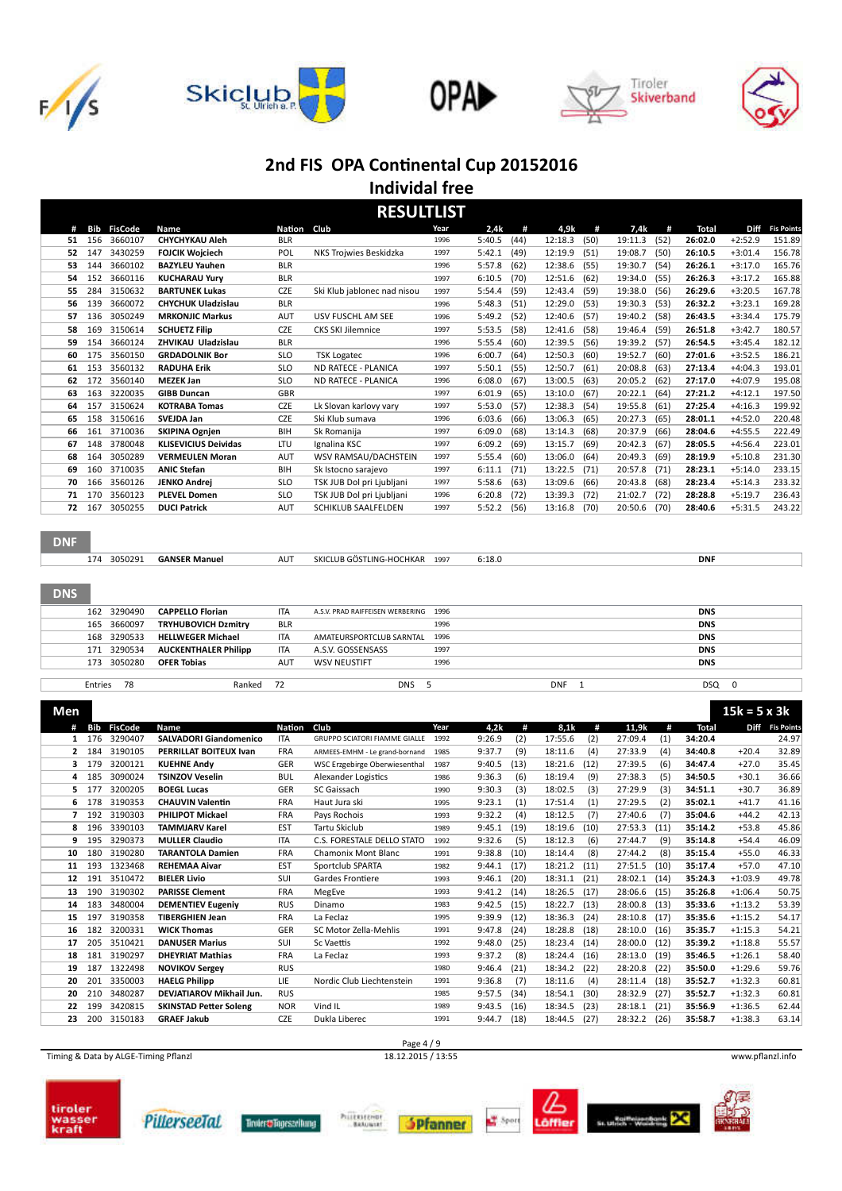# 2nd FIS OPA Continental Cup 20152016

## Individal free

## RESULTLIST

| # | Bib | FisCode | Name | Nation | Club | Year | 2,4k | # | 4,9k | # | 7,4k | # | Total | Diff | Fis Points |
|---|---|---|---|---|---|---|---|---|---|---|---|---|---|---|---|
| 51 | 156 | 3660107 | CHYCHYKAU Aleh | BLR | | 1996 | 5:40.5 | (44) | 12:18.3 | (50) | 19:11.3 | (52) | 26:02.0 | +2:52.9 | 151.89 |
| 52 | 147 | 3430259 | FOJCIK Wojciech | POL | NKS Trojwies Beskidzka | 1997 | 5:42.1 | (49) | 12:19.9 | (51) | 19:08.7 | (50) | 26:10.5 | +3:01.4 | 156.78 |
| 53 | 144 | 3660102 | BAZYLEU Yauhen | BLR | | 1996 | 5:57.8 | (62) | 12:38.6 | (55) | 19:30.7 | (54) | 26:26.1 | +3:17.0 | 165.76 |
| 54 | 152 | 3660116 | KUCHARAU Yury | BLR | | 1997 | 6:10.5 | (70) | 12:51.6 | (62) | 19:34.0 | (55) | 26:26.3 | +3:17.2 | 165.88 |
| 55 | 284 | 3150632 | BARTUNEK Lukas | CZE | Ski Klub jablonec nad nisou | 1997 | 5:54.4 | (59) | 12:43.4 | (59) | 19:38.0 | (56) | 26:29.6 | +3:20.5 | 167.78 |
| 56 | 139 | 3660072 | CHYCHUK Uladzislau | BLR | | 1996 | 5:48.3 | (51) | 12:29.0 | (53) | 19:30.3 | (53) | 26:32.2 | +3:23.1 | 169.28 |
| 57 | 136 | 3050249 | MRKONJIC Markus | AUT | USV FUSCHL AM SEE | 1996 | 5:49.2 | (52) | 12:40.6 | (57) | 19:40.2 | (58) | 26:43.5 | +3:34.4 | 175.79 |
| 58 | 169 | 3150614 | SCHUETZ Filip | CZE | CKS SKI Jilemnice | 1997 | 5:53.5 | (58) | 12:41.6 | (58) | 19:46.4 | (59) | 26:51.8 | +3:42.7 | 180.57 |
| 59 | 154 | 3660124 | ZHVIKAU Uladzislau | BLR | | 1996 | 5:55.4 | (60) | 12:39.5 | (56) | 19:39.2 | (57) | 26:54.5 | +3:45.4 | 182.12 |
| 60 | 175 | 3560150 | GRDADOLNIK Bor | SLO | TSK Logatec | 1996 | 6:00.7 | (64) | 12:50.3 | (60) | 19:52.7 | (60) | 27:01.6 | +3:52.5 | 186.21 |
| 61 | 153 | 3560132 | RADUHA Erik | SLO | ND RATECE - PLANICA | 1997 | 5:50.1 | (55) | 12:50.7 | (61) | 20:08.8 | (63) | 27:13.4 | +4:04.3 | 193.01 |
| 62 | 172 | 3560140 | MEZEK Jan | SLO | ND RATECE - PLANICA | 1996 | 6:08.0 | (67) | 13:00.5 | (63) | 20:05.2 | (62) | 27:17.0 | +4:07.9 | 195.08 |
| 63 | 163 | 3220035 | GIBB Duncan | GBR | | 1997 | 6:01.9 | (65) | 13:10.0 | (67) | 20:22.1 | (64) | 27:21.2 | +4:12.1 | 197.50 |
| 64 | 157 | 3150624 | KOTRABA Tomas | CZE | Lk Slovan karlovy vary | 1997 | 5:53.0 | (57) | 12:38.3 | (54) | 19:55.8 | (61) | 27:25.4 | +4:16.3 | 199.92 |
| 65 | 158 | 3150616 | SVEJDA Jan | CZE | Ski Klub sumava | 1996 | 6:03.6 | (66) | 13:06.3 | (65) | 20:27.3 | (65) | 28:01.1 | +4:52.0 | 220.48 |
| 66 | 161 | 3710036 | SKIPINA Ognjen | BIH | Sk Romanija | 1997 | 6:09.0 | (68) | 13:14.3 | (68) | 20:37.9 | (66) | 28:04.6 | +4:55.5 | 222.49 |
| 67 | 148 | 3780048 | KLISEVICIUS Deividas | LTU | Ignalina KSC | 1997 | 6:09.2 | (69) | 13:15.7 | (69) | 20:42.3 | (67) | 28:05.5 | +4:56.4 | 223.01 |
| 68 | 164 | 3050289 | VERMEULEN Moran | AUT | WSV RAMSAU/DACHSTEIN | 1997 | 5:55.4 | (60) | 13:06.0 | (64) | 20:49.3 | (69) | 28:19.9 | +5:10.8 | 231.30 |
| 69 | 160 | 3710035 | ANIC Stefan | BIH | Sk Istocno sarajevo | 1997 | 6:11.1 | (71) | 13:22.5 | (71) | 20:57.8 | (71) | 28:23.1 | +5:14.0 | 233.15 |
| 70 | 166 | 3560126 | JENKO Andrej | SLO | TSK JUB Dol pri Ljubljani | 1997 | 5:58.6 | (63) | 13:09.6 | (66) | 20:43.8 | (68) | 28:23.4 | +5:14.3 | 233.32 |
| 71 | 170 | 3560123 | PLEVEL Domen | SLO | TSK JUB Dol pri Ljubljani | 1996 | 6:20.8 | (72) | 13:39.3 | (72) | 21:02.7 | (72) | 28:28.8 | +5:19.7 | 236.43 |
| 72 | 167 | 3050255 | DUCI Patrick | AUT | SCHIKLUB SAALFELDEN | 1997 | 5:52.2 | (56) | 13:16.8 | (70) | 20:50.6 | (70) | 28:40.6 | +5:31.5 | 243.22 |

### DNF

| Bib | FisCode | Name | Nation | Club | Year | 2,4k | Total |
|---|---|---|---|---|---|---|---|
| 174 | 3050291 | GANSER Manuel | AUT | SKICLUB GÖSTLING-HOCHKAR | 1997 | 6:18.0 | DNF |

### DNS

| Bib | FisCode | Name | Nation | Club | Year | Total |
|---|---|---|---|---|---|---|
| 162 | 3290490 | CAPPELLO Florian | ITA | A.S.V. PRAD RAIFFEISEN WERBERING | 1996 | DNS |
| 165 | 3660097 | TRYHUBOVICH Dzmitry | BLR | | 1996 | DNS |
| 168 | 3290533 | HELLWEGER Michael | ITA | AMATEURSPORTCLUB SARNTAL | 1996 | DNS |
| 171 | 3290534 | AUCKENTHALER Philipp | ITA | A.S.V. GOSSENSASS | 1997 | DNS |
| 173 | 3050280 | OFER Tobias | AUT | WSV NEUSTIFT | 1996 | DNS |

Entries 78 | Ranked 72 | DNS 5 | DNF 1 | DSQ 0

## Men

15k = 5 x 3k

| # | Bib | FisCode | Name | Nation | Club | Year | 4,2k | # | 8,1k | # | 11,9k | # | Total | Diff | Fis Points |
|---|---|---|---|---|---|---|---|---|---|---|---|---|---|---|---|
| 1 | 176 | 3290407 | SALVADORI Giandomenico | ITA | GRUPPO SCIATORI FIAMME GIALLE | 1992 | 9:26.9 | (2) | 17:55.6 | (2) | 27:09.4 | (1) | 34:20.4 | | 24.97 |
| 2 | 184 | 3190105 | PERRILLAT BOITEUX Ivan | FRA | ARMEES-EMHM - Le grand-bornand | 1985 | 9:37.7 | (9) | 18:11.6 | (4) | 27:33.9 | (4) | 34:40.8 | +20.4 | 32.89 |
| 3 | 179 | 3200121 | KUEHNE Andy | GER | WSC Erzgebirge Oberwiesenthal | 1987 | 9:40.5 | (13) | 18:21.6 | (12) | 27:39.5 | (6) | 34:47.4 | +27.0 | 35.45 |
| 4 | 185 | 3090024 | TSINZOV Veselin | BUL | Alexander Logistics | 1986 | 9:36.3 | (6) | 18:19.4 | (9) | 27:38.3 | (5) | 34:50.5 | +30.1 | 36.66 |
| 5 | 177 | 3200205 | BOEGL Lucas | GER | SC Gaissach | 1990 | 9:30.3 | (3) | 18:02.5 | (3) | 27:29.9 | (3) | 34:51.1 | +30.7 | 36.89 |
| 6 | 178 | 3190353 | CHAUVIN Valentin | FRA | Haut Jura ski | 1995 | 9:23.1 | (1) | 17:51.4 | (1) | 27:29.5 | (2) | 35:02.1 | +41.7 | 41.16 |
| 7 | 192 | 3190303 | PHILIPOT Mickael | FRA | Pays Rochois | 1993 | 9:32.2 | (4) | 18:12.5 | (7) | 27:40.6 | (7) | 35:04.6 | +44.2 | 42.13 |
| 8 | 196 | 3390103 | TAMMJARV Karel | EST | Tartu Skiclub | 1989 | 9:45.1 | (19) | 18:19.6 | (10) | 27:53.3 | (11) | 35:14.2 | +53.8 | 45.86 |
| 9 | 195 | 3290373 | MULLER Claudio | ITA | C.S. FORESTALE DELLO STATO | 1992 | 9:32.6 | (5) | 18:12.3 | (6) | 27:44.7 | (9) | 35:14.8 | +54.4 | 46.09 |
| 10 | 180 | 3190280 | TARANTOLA Damien | FRA | Chamonix Mont Blanc | 1991 | 9:38.8 | (10) | 18:14.4 | (8) | 27:44.2 | (8) | 35:15.4 | +55.0 | 46.33 |
| 11 | 193 | 1323468 | REHEMAA Aivar | EST | Sportclub SPARTA | 1982 | 9:44.1 | (17) | 18:21.2 | (11) | 27:51.5 | (10) | 35:17.4 | +57.0 | 47.10 |
| 12 | 191 | 3510472 | BIELER Livio | SUI | Gardes Frontiere | 1993 | 9:46.1 | (20) | 18:31.1 | (21) | 28:02.1 | (14) | 35:24.3 | +1:03.9 | 49.78 |
| 13 | 190 | 3190302 | PARISSE Clement | FRA | MegEve | 1993 | 9:41.2 | (14) | 18:26.5 | (17) | 28:06.6 | (15) | 35:26.8 | +1:06.4 | 50.75 |
| 14 | 183 | 3480004 | DEMENTIEV Eugeniy | RUS | Dinamo | 1983 | 9:42.5 | (15) | 18:22.7 | (13) | 28:00.8 | (13) | 35:33.6 | +1:13.2 | 53.39 |
| 15 | 197 | 3190358 | TIBERGHIEN Jean | FRA | La Feclaz | 1995 | 9:39.9 | (12) | 18:36.3 | (24) | 28:10.8 | (17) | 35:35.6 | +1:15.2 | 54.17 |
| 16 | 182 | 3200331 | WICK Thomas | GER | SC Motor Zella-Mehlis | 1991 | 9:47.8 | (24) | 18:28.8 | (18) | 28:10.0 | (16) | 35:35.7 | +1:15.3 | 54.21 |
| 17 | 205 | 3510421 | DANUSER Marius | SUI | Sc Vaettis | 1992 | 9:48.0 | (25) | 18:23.4 | (14) | 28:00.0 | (12) | 35:39.2 | +1:18.8 | 55.57 |
| 18 | 181 | 3190297 | DHEYRIAT Mathias | FRA | La Feclaz | 1993 | 9:37.2 | (8) | 18:24.4 | (16) | 28:13.0 | (19) | 35:46.5 | +1:26.1 | 58.40 |
| 19 | 187 | 1322498 | NOVIKOV Sergey | RUS | | 1980 | 9:46.4 | (21) | 18:34.2 | (22) | 28:20.8 | (22) | 35:50.0 | +1:29.6 | 59.76 |
| 20 | 201 | 3350003 | HAELG Philipp | LIE | Nordic Club Liechtenstein | 1991 | 9:36.8 | (7) | 18:11.6 | (4) | 28:11.4 | (18) | 35:52.7 | +1:32.3 | 60.81 |
| 20 | 210 | 3480287 | DEVJATIAROV Mikhail Jun. | RUS | | 1985 | 9:57.5 | (34) | 18:54.1 | (30) | 28:32.9 | (27) | 35:52.7 | +1:32.3 | 60.81 |
| 22 | 199 | 3420815 | SKINSTAD Petter Soleng | NOR | Vind IL | 1989 | 9:43.5 | (16) | 18:34.5 | (23) | 28:18.1 | (21) | 35:56.9 | +1:36.5 | 62.44 |
| 23 | 200 | 3150183 | GRAEF Jakub | CZE | Dukla Liberec | 1991 | 9:44.7 | (18) | 18:44.5 | (27) | 28:32.2 | (26) | 35:58.7 | +1:38.3 | 63.14 |

Timing & Data by ALGE-Timing Pflanzl — 18.12.2015 / 13:55 — www.pflanzl.info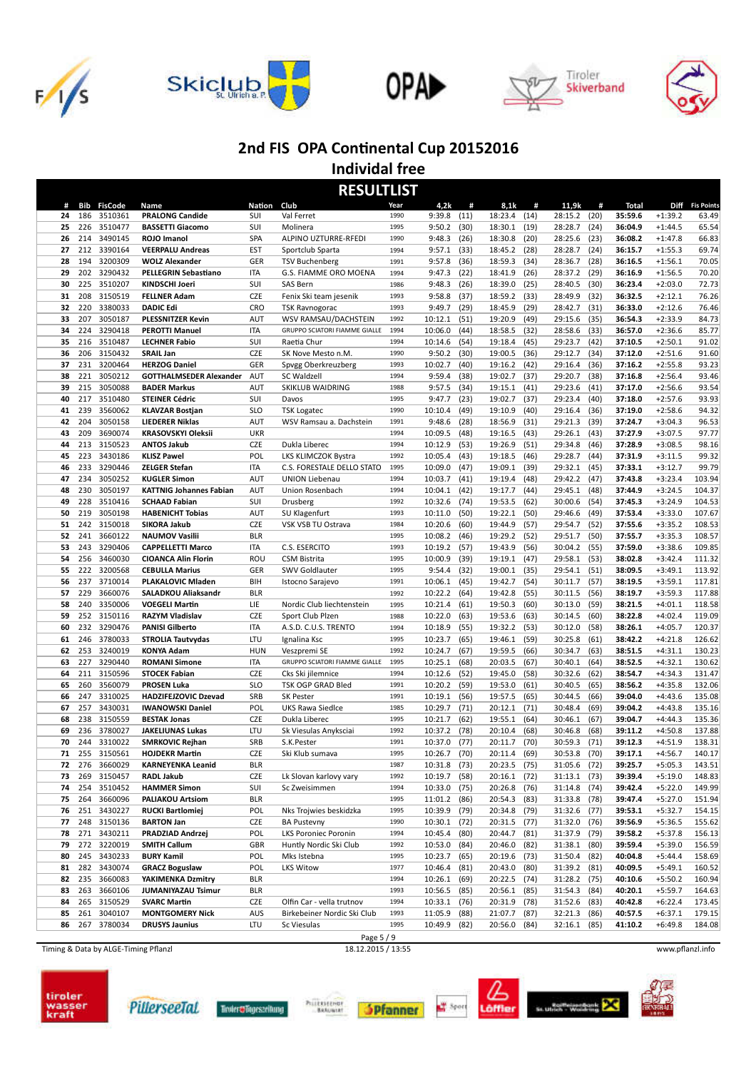# 2nd FIS OPA Continental Cup 20152016

## Individal free

### RESULTLIST

| # | Bib | FisCode | Name | Nation | Club | Year | 4,2k | # | 8,1k | # | 11,9k | # | Total | Diff | Fis Points |
|---|---|---|---|---|---|---|---|---|---|---|---|---|---|---|---|
| 24 | 186 | 3510361 | PRALONG Candide | SUI | Val Ferret | 1990 | 9:39.8 | (11) | 18:23.4 | (14) | 28:15.2 | (20) | 35:59.6 | +1:39.2 | 63.49 |
| 25 | 226 | 3510477 | BASSETTI Giacomo | SUI | Molinera | 1995 | 9:50.2 | (30) | 18:30.1 | (19) | 28:28.7 | (24) | 36:04.9 | +1:44.5 | 65.54 |
| 26 | 214 | 3490145 | ROJO Imanol | SPA | ALPINO UZTURRE-RFEDI | 1990 | 9:48.3 | (26) | 18:30.8 | (20) | 28:25.6 | (23) | 36:08.2 | +1:47.8 | 66.83 |
| 27 | 212 | 3390164 | VEERPALU Andreas | EST | Sportclub Sparta | 1994 | 9:57.1 | (33) | 18:45.2 | (28) | 28:28.7 | (24) | 36:15.7 | +1:55.3 | 69.74 |
| 28 | 194 | 3200309 | WOLZ Alexander | GER | TSV Buchenberg | 1991 | 9:57.8 | (36) | 18:59.3 | (34) | 28:36.7 | (28) | 36:16.5 | +1:56.1 | 70.05 |
| 29 | 202 | 3290432 | PELLEGRIN Sebastiano | ITA | G.S. FIAMME ORO MOENA | 1994 | 9:47.3 | (22) | 18:41.9 | (26) | 28:37.2 | (29) | 36:16.9 | +1:56.5 | 70.20 |
| 30 | 225 | 3150207 | KINDSCHI Joeri | SUI | SAS Bern | 1986 | 9:48.3 | (26) | 18:39.0 | (25) | 28:40.5 | (30) | 36:23.4 | +2:03.0 | 72.73 |
| 31 | 208 | 3150519 | FELLNER Adam | CZE | Fenix Ski team jesenik | 1993 | 9:58.8 | (37) | 18:59.2 | (33) | 28:49.9 | (32) | 36:32.5 | +2:12.1 | 76.26 |
| 32 | 220 | 3380033 | DADIC Edi | CRO | TSK Ravnogorac | 1993 | 9:49.7 | (29) | 18:45.9 | (29) | 28:42.7 | (31) | 36:33.0 | +2:12.6 | 76.46 |
| 33 | 207 | 3050187 | PLESSNITZER Kevin | AUT | WSV RAMSAU/DACHSTEIN | 1992 | 10:12.1 | (51) | 19:20.9 | (49) | 29:15.6 | (35) | 36:54.3 | +2:33.9 | 84.73 |
| 34 | 224 | 3290418 | PEROTTI Manuel | ITA | GRUPPO SCIATORI FIAMME GIALLE | 1994 | 10:06.0 | (44) | 18:58.5 | (32) | 28:58.6 | (33) | 36:57.0 | +2:36.6 | 85.77 |
| 35 | 216 | 3510487 | LECHNER Fabio | SUI | Raetia Chur | 1994 | 10:14.6 | (54) | 19:18.4 | (45) | 29:23.7 | (42) | 37:10.5 | +2:50.1 | 91.02 |
| 36 | 206 | 3150432 | SRAIL Jan | CZE | SK Nove Mesto n.M. | 1990 | 9:50.2 | (30) | 19:00.5 | (36) | 29:12.7 | (34) | 37:12.0 | +2:51.6 | 91.60 |
| 37 | 231 | 3200464 | HERZOG Daniel | GER | Spvgg Oberkreuzberg | 1993 | 10:02.7 | (40) | 19:16.2 | (42) | 29:16.4 | (36) | 37:16.2 | +2:55.8 | 93.23 |
| 38 | 221 | 3050212 | GOTTHALMSEDER Alexander | AUT | SC Waldzell | 1994 | 9:59.4 | (38) | 19:02.7 | (37) | 29:20.7 | (38) | 37:16.8 | +2:56.4 | 93.46 |
| 39 | 215 | 3050088 | BADER Markus | AUT | SKIKLUB WAIDRING | 1988 | 9:57.5 | (34) | 19:15.1 | (41) | 29:23.3 | (41) | 37:17.0 | +2:56.6 | 93.54 |
| 40 | 217 | 3510480 | STEINER Cédric | SUI | Davos | 1995 | 9:47.7 | (23) | 19:02.7 | (37) | 29:23.4 | (40) | 37:18.0 | +2:57.6 | 93.93 |
| 41 | 239 | 3560062 | KLAVZAR Bostjan | SLO | TSK Logatec | 1990 | 10:10.4 | (49) | 19:10.9 | (40) | 29:16.4 | (36) | 37:19.0 | +2:58.6 | 94.32 |
| 42 | 204 | 3050158 | LIEDERER Niklas | AUT | WSV Ramsau a. Dachstein | 1991 | 9:48.6 | (28) | 18:56.9 | (31) | 29:21.3 | (39) | 37:24.7 | +3:04.3 | 96.53 |
| 43 | 209 | 3690074 | KRASOVSKYI Oleksii | UKR | | 1994 | 10:09.5 | (48) | 19:16.5 | (43) | 29:26.1 | (43) | 37:27.9 | +3:07.5 | 97.77 |
| 44 | 213 | 3150523 | ANTOS Jakub | CZE | Dukla Liberec | 1994 | 10:12.9 | (53) | 19:26.9 | (51) | 29:34.8 | (46) | 37:28.9 | +3:08.5 | 98.16 |
| 45 | 223 | 3430186 | KLISZ Pawel | POL | LKS KLIMCZOK Bystra | 1992 | 10:05.4 | (43) | 19:18.5 | (46) | 29:28.7 | (44) | 37:31.9 | +3:11.5 | 99.32 |
| 46 | 233 | 3290446 | ZELGER Stefan | ITA | C.S. FORESTALE DELLO STATO | 1995 | 10:09.0 | (47) | 19:09.1 | (39) | 29:32.1 | (45) | 37:33.1 | +3:12.7 | 99.79 |
| 47 | 234 | 3050252 | KUGLER Simon | AUT | UNION Liebenau | 1994 | 10:03.7 | (41) | 19:19.4 | (48) | 29:42.2 | (47) | 37:43.8 | +3:23.4 | 103.94 |
| 48 | 230 | 3050197 | KATTNIG Johannes Fabian | AUT | Union Rosenbach | 1994 | 10:04.1 | (42) | 19:17.7 | (44) | 29:45.1 | (48) | 37:44.9 | +3:24.5 | 104.37 |
| 49 | 228 | 3510416 | SCHAAD Fabian | SUI | Drusberg | 1992 | 10:32.6 | (74) | 19:53.5 | (62) | 30:00.6 | (54) | 37:45.3 | +3:24.9 | 104.53 |
| 50 | 219 | 3050198 | HABENICHT Tobias | AUT | SU Klagenfurt | 1993 | 10:11.0 | (50) | 19:22.1 | (50) | 29:46.6 | (49) | 37:53.4 | +3:33.0 | 107.67 |
| 51 | 242 | 3150018 | SIKORA Jakub | CZE | VSK VSB TU Ostrava | 1984 | 10:20.6 | (60) | 19:44.9 | (57) | 29:54.7 | (52) | 37:55.6 | +3:35.2 | 108.53 |
| 52 | 241 | 3660122 | NAUMOV Vasilii | BLR | | 1995 | 10:08.2 | (46) | 19:29.2 | (52) | 29:51.7 | (50) | 37:55.7 | +3:35.3 | 108.57 |
| 53 | 243 | 3290406 | CAPPELLETTI Marco | ITA | C.S. ESERCITO | 1993 | 10:19.2 | (57) | 19:43.9 | (56) | 30:04.2 | (55) | 37:59.0 | +3:38.6 | 109.85 |
| 54 | 256 | 3460030 | CIOANCA Alin Florin | ROU | CSM Bistrita | 1995 | 10:00.9 | (39) | 19:19.1 | (47) | 29:58.1 | (53) | 38:02.8 | +3:42.4 | 111.32 |
| 55 | 222 | 3200568 | CEBULLA Marius | GER | SWV Goldlauter | 1995 | 9:54.4 | (32) | 19:00.1 | (35) | 29:54.1 | (51) | 38:09.5 | +3:49.1 | 113.92 |
| 56 | 237 | 3710014 | PLAKALOVIC Mladen | BIH | Istocno Sarajevo | 1991 | 10:06.1 | (45) | 19:42.7 | (54) | 30:11.7 | (57) | 38:19.5 | +3:59.1 | 117.81 |
| 57 | 229 | 3660076 | SALADKOU Aliaksandr | BLR | | 1992 | 10:22.2 | (64) | 19:42.8 | (55) | 30:11.5 | (56) | 38:19.7 | +3:59.3 | 117.88 |
| 58 | 240 | 3350006 | VOEGELI Martin | LIE | Nordic Club liechtenstein | 1995 | 10:21.4 | (61) | 19:50.3 | (60) | 30:13.0 | (59) | 38:21.5 | +4:01.1 | 118.58 |
| 59 | 252 | 3150116 | RAZYM Vladislav | CZE | Sport Club Plzen | 1988 | 10:22.0 | (63) | 19:53.6 | (63) | 30:14.5 | (60) | 38:22.8 | +4:02.4 | 119.09 |
| 60 | 232 | 3290476 | PANISI Gilberto | ITA | A.S.D. C.U.S. TRENTO | 1994 | 10:18.9 | (55) | 19:32.2 | (53) | 30:12.0 | (58) | 38:26.1 | +4:05.7 | 120.37 |
| 61 | 246 | 3780033 | STROLIA Tautvydas | LTU | Ignalina Ksc | 1995 | 10:23.7 | (65) | 19:46.1 | (59) | 30:25.8 | (61) | 38:42.2 | +4:21.8 | 126.62 |
| 62 | 253 | 3240019 | KONYA Adam | HUN | Veszpremi SE | 1992 | 10:24.7 | (67) | 19:59.5 | (66) | 30:34.7 | (63) | 38:51.5 | +4:31.1 | 130.23 |
| 63 | 227 | 3290440 | ROMANI Simone | ITA | GRUPPO SCIATORI FIAMME GIALLE | 1995 | 10:25.1 | (68) | 20:03.5 | (67) | 30:40.1 | (64) | 38:52.5 | +4:32.1 | 130.62 |
| 64 | 211 | 3150596 | STOCEK Fabian | CZE | Cks Ski jilemnice | 1994 | 10:12.6 | (52) | 19:45.0 | (58) | 30:32.6 | (62) | 38:54.7 | +4:34.3 | 131.47 |
| 65 | 260 | 3560079 | PROSEN Luka | SLO | TSK OGP GRAD Bled | 1991 | 10:20.2 | (59) | 19:53.0 | (61) | 30:40.5 | (65) | 38:56.2 | +4:35.8 | 132.06 |
| 66 | 247 | 3310025 | HADZIFEJZOVIC Dzevad | SRB | SK Pester | 1991 | 10:19.1 | (56) | 19:57.5 | (65) | 30:44.5 | (66) | 39:04.0 | +4:43.6 | 135.08 |
| 67 | 257 | 3430031 | IWANOWSKI Daniel | POL | UKS Rawa Siedlce | 1985 | 10:29.7 | (71) | 20:12.1 | (71) | 30:48.4 | (69) | 39:04.2 | +4:43.8 | 135.16 |
| 68 | 238 | 3150559 | BESTAK Jonas | CZE | Dukla Liberec | 1995 | 10:21.7 | (62) | 19:55.1 | (64) | 30:46.1 | (67) | 39:04.7 | +4:44.3 | 135.36 |
| 69 | 236 | 3780027 | JAKELIUNAS Lukas | LTU | Sk Viesulas Anyksciai | 1992 | 10:37.2 | (78) | 20:10.4 | (68) | 30:46.8 | (68) | 39:11.2 | +4:50.8 | 137.88 |
| 70 | 244 | 3310022 | SMRKOVIC Rejhan | SRB | S.K.Pester | 1991 | 10:37.0 | (77) | 20:11.7 | (70) | 30:59.3 | (71) | 39:12.3 | +4:51.9 | 138.31 |
| 71 | 255 | 3150561 | HOJDEKR Martin | CZE | Ski Klub sumava | 1995 | 10:26.7 | (70) | 20:11.4 | (69) | 30:53.8 | (70) | 39:17.1 | +4:56.7 | 140.17 |
| 72 | 276 | 3660029 | KARNEYENKA Leanid | BLR | | 1987 | 10:31.8 | (73) | 20:23.5 | (75) | 31:05.6 | (72) | 39:25.7 | +5:05.3 | 143.51 |
| 73 | 269 | 3150457 | RADL Jakub | CZE | Lk Slovan karlovy vary | 1992 | 10:19.7 | (58) | 20:16.1 | (72) | 31:13.1 | (73) | 39:39.4 | +5:19.0 | 148.83 |
| 74 | 254 | 3510452 | HAMMER Simon | SUI | Sc Zweisimmen | 1994 | 10:33.0 | (75) | 20:26.8 | (76) | 31:14.8 | (74) | 39:42.4 | +5:22.0 | 149.99 |
| 75 | 264 | 3660096 | PALIAKOU Artsiom | BLR | | 1995 | 11:01.2 | (86) | 20:54.3 | (83) | 31:33.8 | (78) | 39:47.4 | +5:27.0 | 151.94 |
| 76 | 251 | 3430227 | RUCKI Bartlomiej | POL | Nks Trojwies beskidzka | 1995 | 10:39.9 | (79) | 20:34.8 | (79) | 31:32.6 | (77) | 39:53.1 | +5:32.7 | 154.15 |
| 77 | 248 | 3150136 | BARTON Jan | CZE | BA Pustevny | 1990 | 10:30.1 | (72) | 20:31.5 | (77) | 31:32.0 | (76) | 39:56.9 | +5:36.5 | 155.62 |
| 78 | 271 | 3430211 | PRADZIAD Andrzej | POL | LKS Poroniec Poronin | 1994 | 10:45.4 | (80) | 20:44.7 | (81) | 31:37.9 | (79) | 39:58.2 | +5:37.8 | 156.13 |
| 79 | 272 | 3220019 | SMITH Callum | GBR | Huntly Nordic Ski Club | 1992 | 10:53.0 | (84) | 20:46.0 | (82) | 31:38.1 | (80) | 39:59.4 | +5:39.0 | 156.59 |
| 80 | 245 | 3430233 | BURY Kamil | POL | Mks Istebna | 1995 | 10:23.7 | (65) | 20:19.6 | (73) | 31:50.4 | (82) | 40:04.8 | +5:44.4 | 158.69 |
| 81 | 282 | 3430074 | GRACZ Boguslaw | POL | LKS Witow | 1977 | 10:46.4 | (81) | 20:43.0 | (80) | 31:39.2 | (81) | 40:09.5 | +5:49.1 | 160.52 |
| 82 | 235 | 3660083 | YAKIMENKA Dzmitry | BLR | | 1994 | 10:26.1 | (69) | 20:22.5 | (74) | 31:28.2 | (75) | 40:10.6 | +5:50.2 | 160.94 |
| 83 | 263 | 3660106 | JUMANIYAZAU Tsimur | BLR | | 1993 | 10:56.5 | (85) | 20:56.1 | (85) | 31:54.3 | (84) | 40:20.1 | +5:59.7 | 164.63 |
| 84 | 265 | 3150529 | SVARC Martin | CZE | Olfin Car - vella trutnov | 1994 | 10:33.1 | (76) | 20:31.9 | (78) | 31:52.6 | (83) | 40:42.8 | +6:22.4 | 173.45 |
| 85 | 261 | 3040107 | MONTGOMERY Nick | AUS | Birkebeiner Nordic Ski Club | 1993 | 11:05.9 | (88) | 21:07.7 | (87) | 32:21.3 | (86) | 40:57.5 | +6:37.1 | 179.15 |
| 86 | 267 | 3780034 | DRUSYS Jaunius | LTU | Sc Viesulas | 1995 | 10:49.9 | (82) | 20:56.0 | (84) | 32:16.1 | (85) | 41:10.2 | +6:49.8 | 184.08 |

Timing & Data by ALGE-Timing Pflanzl | 18.12.2015 / 13:55 | www.pflanzl.info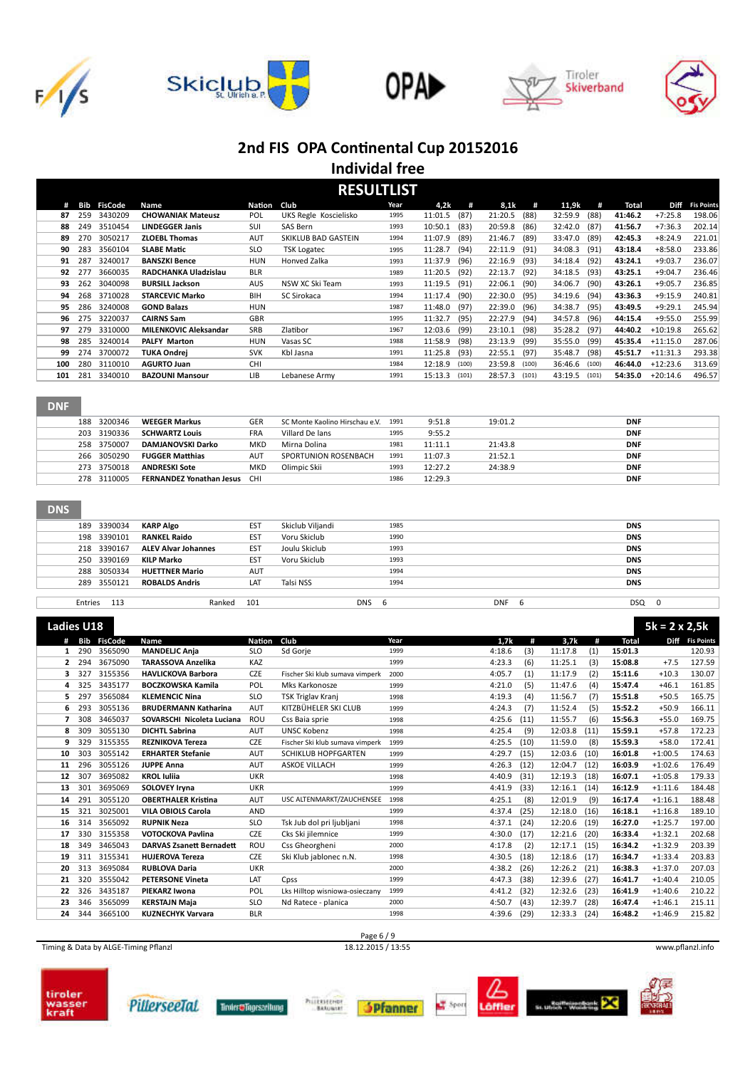# 2nd FIS OPA Continental Cup 20152016

## Individal free

## RESULTLIST

| # | Bib | FisCode | Name | Nation | Club | Year | 4,2k | # | 8,1k | # | 11,9k | # | Total | Diff | Fis Points |
|---|---|---|---|---|---|---|---|---|---|---|---|---|---|---|---|
| 87 | 259 | 3430209 | **CHOWANIAK Mateusz** | POL | UKS Regle Koscielisko | 1995 | 11:01.5 | (87) | 21:20.5 | (88) | 32:59.9 | (88) | **41:46.2** | +7:25.8 | 198.06 |
| 88 | 249 | 3510454 | **LINDEGGER Janis** | SUI | SAS Bern | 1993 | 10:50.1 | (83) | 20:59.8 | (86) | 32:42.0 | (87) | **41:56.7** | +7:36.3 | 202.14 |
| 89 | 270 | 3050217 | **ZLOEBL Thomas** | AUT | SKIKLUB BAD GASTEIN | 1994 | 11:07.9 | (89) | 21:46.7 | (89) | 33:47.0 | (89) | **42:45.3** | +8:24.9 | 221.01 |
| 90 | 283 | 3560104 | **SLABE Matic** | SLO | TSK Logatec | 1995 | 11:28.7 | (94) | 22:11.9 | (91) | 34:08.3 | (91) | **43:18.4** | +8:58.0 | 233.86 |
| 91 | 287 | 3240017 | **BANSZKI Bence** | HUN | Honved Zalka | 1993 | 11:37.9 | (96) | 22:16.9 | (93) | 34:18.4 | (92) | **43:24.1** | +9:03.7 | 236.07 |
| 92 | 277 | 3660035 | **RADCHANKA Uladzislau** | BLR | | 1989 | 11:20.5 | (92) | 22:13.7 | (92) | 34:18.5 | (93) | **43:25.1** | +9:04.7 | 236.46 |
| 93 | 262 | 3040098 | **BURSILL Jackson** | AUS | NSW XC Ski Team | 1993 | 11:19.5 | (91) | 22:06.1 | (90) | 34:06.7 | (90) | **43:26.1** | +9:05.7 | 236.85 |
| 94 | 268 | 3710028 | **STARCEVIC Marko** | BIH | SC Sirokaca | 1994 | 11:17.4 | (90) | 22:30.0 | (95) | 34:19.6 | (94) | **43:36.3** | +9:15.9 | 240.81 |
| 95 | 286 | 3240008 | **GOND Balazs** | HUN | | 1987 | 11:48.0 | (97) | 22:39.0 | (96) | 34:38.7 | (95) | **43:49.5** | +9:29.1 | 245.94 |
| 96 | 275 | 3220037 | **CAIRNS Sam** | GBR | | 1995 | 11:32.7 | (95) | 22:27.9 | (94) | 34:57.8 | (96) | **44:15.4** | +9:55.0 | 255.99 |
| 97 | 279 | 3310000 | **MILENKOVIC Aleksandar** | SRB | Zlatibor | 1967 | 12:03.6 | (99) | 23:10.1 | (98) | 35:28.2 | (97) | **44:40.2** | +10:19.8 | 265.62 |
| 98 | 285 | 3240014 | **PALFY Marton** | HUN | Vasas SC | 1988 | 11:58.9 | (98) | 23:13.9 | (99) | 35:55.0 | (99) | **45:35.4** | +11:15.0 | 287.06 |
| 99 | 274 | 3700072 | **TUKA Ondrej** | SVK | Kbl Jasna | 1991 | 11:25.8 | (93) | 22:55.1 | (97) | 35:48.7 | (98) | **45:51.7** | +11:31.3 | 293.38 |
| 100 | 280 | 3110010 | **AGURTO Juan** | CHI | | 1984 | 12:18.9 | (100) | 23:59.8 | (100) | 36:46.6 | (100) | **46:44.0** | +12:23.6 | 313.69 |
| 101 | 281 | 3340010 | **BAZOUNI Mansour** | LIB | Lebanese Army | 1991 | 15:13.3 | (101) | 28:57.3 | (101) | 43:19.5 | (101) | **54:35.0** | +20:14.6 | 496.57 |

### DNF

| Bib | FisCode | Name | Nation | Club | Year | 4,2k | 8,1k | 11,9k | Status |
|---|---|---|---|---|---|---|---|---|---|
| 188 | 3200346 | **WEEGER Markus** | GER | SC Monte Kaolino Hirschau e.V. | 1991 | 9:51.8 | 19:01.2 | | **DNF** |
| 203 | 3190336 | **SCHWARTZ Louis** | FRA | Villard De lans | 1995 | 9:55.2 | | | **DNF** |
| 258 | 3750007 | **DAMJANOVSKI Darko** | MKD | Mirna Dolina | 1981 | 11:11.1 | 21:43.8 | | **DNF** |
| 266 | 3050290 | **FUGGER Matthias** | AUT | SPORTUNION ROSENBACH | 1991 | 11:07.3 | 21:52.1 | | **DNF** |
| 273 | 3750018 | **ANDRESKI Sote** | MKD | Olimpic Skii | 1993 | 12:27.2 | 24:38.9 | | **DNF** |
| 278 | 3110005 | **FERNANDEZ Yonathan Jesus** | CHI | | 1986 | 12:29.3 | | | **DNF** |

### DNS

| Bib | FisCode | Name | Nation | Club | Year | Status |
|---|---|---|---|---|---|---|
| 189 | 3390034 | **KARP Algo** | EST | Skiclub Viljandi | 1985 | **DNS** |
| 198 | 3390101 | **RANKEL Raido** | EST | Voru Skiclub | 1990 | **DNS** |
| 218 | 3390167 | **ALEV Alvar Johannes** | EST | Joulu Skiclub | 1993 | **DNS** |
| 250 | 3390169 | **KILP Marko** | EST | Voru Skiclub | 1993 | **DNS** |
| 288 | 3050334 | **HUETTNER Mario** | AUT | | 1994 | **DNS** |
| 289 | 3550121 | **ROBALDS Andris** | LAT | Talsi NSS | 1994 | **DNS** |

Entries 113 | Ranked 101 | DNS 6 | DNF 6 | DSQ 0

## Ladies U18 — 5k = 2 x 2,5k

| # | Bib | FisCode | Name | Nation | Club | Year | 1,7k | # | 3,7k | # | Total | Diff | Fis Points |
|---|---|---|---|---|---|---|---|---|---|---|---|---|---|
| 1 | 290 | 3565090 | **MANDELIC Anja** | SLO | Sd Gorje | 1999 | 4:18.6 | (3) | 11:17.8 | (1) | **15:01.3** | | 120.93 |
| 2 | 294 | 3675090 | **TARASSOVA Anzelika** | KAZ | | 1999 | 4:23.3 | (6) | 11:25.1 | (3) | **15:08.8** | +7.5 | 127.59 |
| 3 | 327 | 3155356 | **HAVLICKOVA Barbora** | CZE | Fischer Ski klub sumava vimperk | 2000 | 4:05.7 | (1) | 11:17.9 | (2) | **15:11.6** | +10.3 | 130.07 |
| 4 | 325 | 3435177 | **BOCZKOWSKA Kamila** | POL | Mks Karkonosze | 1999 | 4:21.0 | (5) | 11:47.6 | (4) | **15:47.4** | +46.1 | 161.85 |
| 5 | 297 | 3565084 | **KLEMENCIC Nina** | SLO | TSK Triglav Kranj | 1998 | 4:19.3 | (4) | 11:56.7 | (7) | **15:51.8** | +50.5 | 165.75 |
| 6 | 293 | 3055136 | **BRUDERMANN Katharina** | AUT | KITZBÜHELER SKI CLUB | 1999 | 4:24.3 | (7) | 11:52.4 | (5) | **15:52.2** | +50.9 | 166.11 |
| 7 | 308 | 3465037 | **SOVARSCHI Nicoleta Luciana** | ROU | Css Baia sprie | 1998 | 4:25.6 | (11) | 11:55.7 | (6) | **15:56.3** | +55.0 | 169.75 |
| 8 | 309 | 3055130 | **DICHTL Sabrina** | AUT | UNSC Kobenz | 1998 | 4:25.4 | (9) | 12:03.8 | (11) | **15:59.1** | +57.8 | 172.23 |
| 9 | 329 | 3155355 | **REZNIKOVA Tereza** | CZE | Fischer Ski klub sumava vimperk | 1999 | 4:25.5 | (10) | 11:59.0 | (8) | **15:59.3** | +58.0 | 172.41 |
| 10 | 303 | 3055142 | **ERHARTER Stefanie** | AUT | SCHIKLUB HOPFGARTEN | 1999 | 4:29.7 | (15) | 12:03.6 | (10) | **16:01.8** | +1:00.5 | 174.63 |
| 11 | 296 | 3055126 | **JUPPE Anna** | AUT | ASKOE VILLACH | 1999 | 4:26.3 | (12) | 12:04.7 | (12) | **16:03.9** | +1:02.6 | 176.49 |
| 12 | 307 | 3695082 | **KROL Iuliia** | UKR | | 1998 | 4:40.9 | (31) | 12:19.3 | (18) | **16:07.1** | +1:05.8 | 179.33 |
| 13 | 301 | 3695069 | **SOLOVEY Iryna** | UKR | | 1999 | 4:41.9 | (33) | 12:16.1 | (14) | **16:12.9** | +1:11.6 | 184.48 |
| 14 | 291 | 3055120 | **OBERTHALER Kristina** | AUT | USC ALTENMARKT/ZAUCHENSEE | 1998 | 4:25.1 | (8) | 12:01.9 | (9) | **16:17.4** | +1:16.1 | 188.48 |
| 15 | 321 | 3025001 | **VILA OBIOLS Carola** | AND | | 1999 | 4:37.4 | (25) | 12:18.0 | (16) | **16:18.1** | +1:16.8 | 189.10 |
| 16 | 314 | 3565092 | **RUPNIK Neza** | SLO | Tsk Jub dol pri ljubljani | 1998 | 4:37.1 | (24) | 12:20.6 | (19) | **16:27.0** | +1:25.7 | 197.00 |
| 17 | 330 | 3155358 | **VOTOCKOVA Pavlina** | CZE | Cks Ski jilemnice | 1999 | 4:30.0 | (17) | 12:21.6 | (20) | **16:33.4** | +1:32.1 | 202.68 |
| 18 | 349 | 3465043 | **DARVAS Zsanett Bernadett** | ROU | Css Gheorgheni | 2000 | 4:17.8 | (2) | 12:17.1 | (15) | **16:34.2** | +1:32.9 | 203.39 |
| 19 | 311 | 3155341 | **HUJEROVA Tereza** | CZE | Ski Klub jablonec n.N. | 1998 | 4:30.5 | (18) | 12:18.6 | (17) | **16:34.7** | +1:33.4 | 203.83 |
| 20 | 313 | 3695084 | **RUBLOVA Daria** | UKR | | 2000 | 4:38.2 | (26) | 12:26.2 | (21) | **16:38.3** | +1:37.0 | 207.03 |
| 21 | 320 | 3555042 | **PETERSONE Vineta** | LAT | Cpss | 1999 | 4:47.3 | (38) | 12:39.6 | (27) | **16:41.7** | +1:40.4 | 210.05 |
| 22 | 326 | 3435187 | **PIEKARZ Iwona** | POL | Lks Hilltop wisniowa-osieczany | 1999 | 4:41.2 | (32) | 12:32.6 | (23) | **16:41.9** | +1:40.6 | 210.22 |
| 23 | 346 | 3565099 | **KERSTAJN Maja** | SLO | Nd Ratece - planica | 2000 | 4:50.7 | (43) | 12:39.7 | (28) | **16:47.4** | +1:46.1 | 215.11 |
| 24 | 344 | 3665100 | **KUZNECHYK Varvara** | BLR | | 1998 | 4:39.6 | (29) | 12:33.3 | (24) | **16:48.2** | +1:46.9 | 215.82 |

Timing & Data by ALGE-Timing Pflanzl — 18.12.2015 / 13:55 — www.pflanzl.info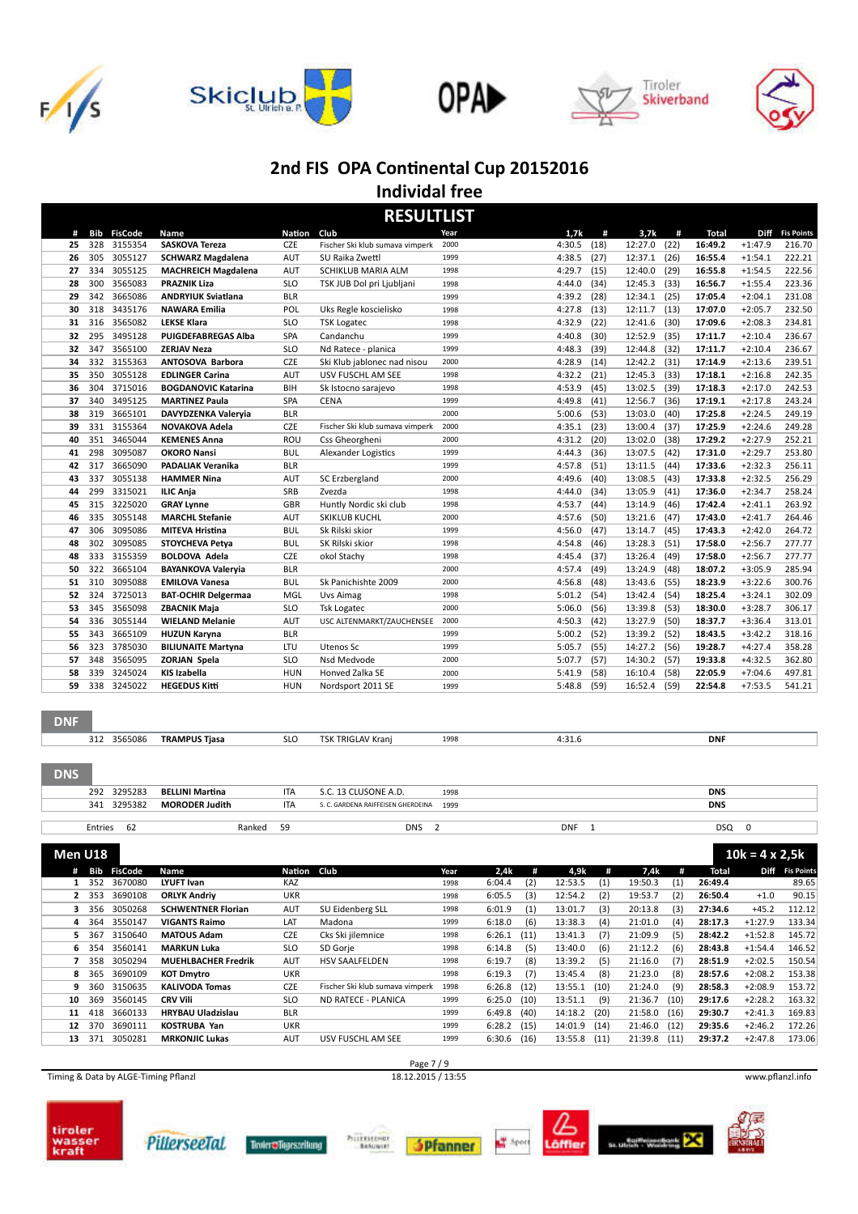# 2nd FIS OPA Continental Cup 20152016

## Individal free

### RESULTLIST

| # | Bib | FisCode | Name | Nation | Club | Year | 1,7k | # | 3,7k | # | Total | Diff | Fis Points |
|---|---|---|---|---|---|---|---|---|---|---|---|---|---|
| 25 | 328 | 3155354 | **SASKOVA Tereza** | CZE | Fischer Ski klub sumava vimperk | 2000 | 4:30.5 | (18) | 12:27.0 | (22) | **16:49.2** | +1:47.9 | 216.70 |
| 26 | 305 | 3055127 | **SCHWARZ Magdalena** | AUT | SU Raika Zwettl | 1999 | 4:38.5 | (27) | 12:37.1 | (26) | **16:55.4** | +1:54.1 | 222.21 |
| 27 | 334 | 3055125 | **MACHREICH Magdalena** | AUT | SCHIKLUB MARIA ALM | 1998 | 4:29.7 | (15) | 12:40.0 | (29) | **16:55.8** | +1:54.5 | 222.56 |
| 28 | 300 | 3565083 | **PRAZNIK Liza** | SLO | TSK JUB Dol pri Ljubljani | 1998 | 4:44.0 | (34) | 12:45.3 | (33) | **16:56.7** | +1:55.4 | 223.36 |
| 29 | 342 | 3665086 | **ANDRYIUK Sviatlana** | BLR | | 1999 | 4:39.2 | (28) | 12:34.1 | (25) | **17:05.4** | +2:04.1 | 231.08 |
| 30 | 318 | 3435176 | **NAWARA Emilia** | POL | Uks Regle koscielisko | 1998 | 4:27.8 | (13) | 12:11.7 | (13) | **17:07.0** | +2:05.7 | 232.50 |
| 31 | 316 | 3565082 | **LEKSE Klara** | SLO | TSK Logatec | 1998 | 4:32.9 | (22) | 12:41.6 | (30) | **17:09.6** | +2:08.3 | 234.81 |
| 32 | 295 | 3495128 | **PUIGDEFABREGAS Alba** | SPA | Candanchu | 1999 | 4:40.8 | (30) | 12:52.9 | (35) | **17:11.7** | +2:10.4 | 236.67 |
| 32 | 347 | 3565100 | **ZERJAV Neza** | SLO | Nd Ratece - planica | 1999 | 4:48.3 | (39) | 12:44.8 | (32) | **17:11.7** | +2:10.4 | 236.67 |
| 34 | 332 | 3155363 | **ANTOSOVA Barbora** | CZE | Ski Klub jablonec nad nisou | 2000 | 4:28.9 | (14) | 12:42.2 | (31) | **17:14.9** | +2:13.6 | 239.51 |
| 35 | 350 | 3055128 | **EDLINGER Carina** | AUT | USV FUSCHL AM SEE | 1998 | 4:32.2 | (21) | 12:45.3 | (33) | **17:18.1** | +2:16.8 | 242.35 |
| 36 | 304 | 3715016 | **BOGDANOVIC Katarina** | BIH | Sk Istocno sarajevo | 1998 | 4:53.9 | (45) | 13:02.5 | (39) | **17:18.3** | +2:17.0 | 242.53 |
| 37 | 340 | 3495125 | **MARTINEZ Paula** | SPA | CENA | 1999 | 4:49.8 | (41) | 12:56.7 | (36) | **17:19.1** | +2:17.8 | 243.24 |
| 38 | 319 | 3665101 | **DAVYDZENKA Valeryia** | BLR | | 2000 | 5:00.6 | (53) | 13:03.0 | (40) | **17:25.8** | +2:24.5 | 249.19 |
| 39 | 331 | 3155364 | **NOVAKOVA Adela** | CZE | Fischer Ski klub sumava vimperk | 2000 | 4:35.1 | (23) | 13:00.4 | (37) | **17:25.9** | +2:24.6 | 249.28 |
| 40 | 351 | 3465044 | **KEMENES Anna** | ROU | Css Gheorgheni | 2000 | 4:31.2 | (20) | 13:02.0 | (38) | **17:29.2** | +2:27.9 | 252.21 |
| 41 | 298 | 3095087 | **OKORO Nansi** | BUL | Alexander Logistics | 1999 | 4:44.3 | (36) | 13:07.5 | (42) | **17:31.0** | +2:29.7 | 253.80 |
| 42 | 317 | 3665090 | **PADALIAK Veranika** | BLR | | 1999 | 4:57.8 | (51) | 13:11.5 | (44) | **17:33.6** | +2:32.3 | 256.11 |
| 43 | 337 | 3055138 | **HAMMER Nina** | AUT | SC Erzbergland | 2000 | 4:49.6 | (40) | 13:08.5 | (43) | **17:33.8** | +2:32.5 | 256.29 |
| 44 | 299 | 3315021 | **ILIC Anja** | SRB | Zvezda | 1998 | 4:44.0 | (34) | 13:05.9 | (41) | **17:36.0** | +2:34.7 | 258.24 |
| 45 | 315 | 3225020 | **GRAY Lynne** | GBR | Huntly Nordic ski club | 1998 | 4:53.7 | (44) | 13:14.9 | (46) | **17:42.4** | +2:41.1 | 263.92 |
| 46 | 335 | 3055148 | **MARCHL Stefanie** | AUT | SKIKLUB KUCHL | 2000 | 4:57.6 | (50) | 13:21.6 | (47) | **17:43.0** | +2:41.7 | 264.46 |
| 47 | 306 | 3095086 | **MITEVA Hristina** | BUL | Sk Rilski skior | 1999 | 4:56.0 | (47) | 13:14.7 | (45) | **17:43.3** | +2:42.0 | 264.72 |
| 48 | 302 | 3095085 | **STOYCHEVA Petya** | BUL | SK Rilski skior | 1998 | 4:54.8 | (46) | 13:28.3 | (51) | **17:58.0** | +2:56.7 | 277.77 |
| 48 | 333 | 3155359 | **BOLDOVA Adela** | CZE | okol Stachy | 1998 | 4:45.4 | (37) | 13:26.4 | (49) | **17:58.0** | +2:56.7 | 277.77 |
| 50 | 322 | 3665104 | **BAYANKOVA Valeryia** | BLR | | 2000 | 4:57.4 | (49) | 13:24.9 | (48) | **18:07.2** | +3:05.9 | 285.94 |
| 51 | 310 | 3095088 | **EMILOVA Vanesa** | BUL | Sk Panichishte 2009 | 2000 | 4:56.8 | (48) | 13:43.6 | (55) | **18:23.9** | +3:22.6 | 300.76 |
| 52 | 324 | 3725013 | **BAT-OCHIR Delgermaa** | MGL | Uvs Aimag | 1998 | 5:01.2 | (54) | 13:42.4 | (54) | **18:25.4** | +3:24.1 | 302.09 |
| 53 | 345 | 3565098 | **ZBACNIK Maja** | SLO | Tsk Logatec | 2000 | 5:06.0 | (56) | 13:39.8 | (53) | **18:30.0** | +3:28.7 | 306.17 |
| 54 | 336 | 3055144 | **WIELAND Melanie** | AUT | USC ALTENMARKT/ZAUCHENSEE | 2000 | 4:50.3 | (42) | 13:27.9 | (50) | **18:37.7** | +3:36.4 | 313.01 |
| 55 | 343 | 3665109 | **HUZUN Karyna** | BLR | | 1999 | 5:00.2 | (52) | 13:39.2 | (52) | **18:43.5** | +3:42.2 | 318.16 |
| 56 | 323 | 3785030 | **BILIUNAITE Martyna** | LTU | Utenos Sc | 1999 | 5:05.7 | (55) | 14:27.2 | (56) | **19:28.7** | +4:27.4 | 358.28 |
| 57 | 348 | 3565095 | **ZORJAN Spela** | SLO | Nsd Medvode | 2000 | 5:07.7 | (57) | 14:30.2 | (57) | **19:33.8** | +4:32.5 | 362.80 |
| 58 | 339 | 3245024 | **KIS Izabella** | HUN | Honved Zalka SE | 2000 | 5:41.9 | (58) | 16:10.4 | (58) | **22:05.9** | +7:04.6 | 497.81 |
| 59 | 338 | 3245022 | **HEGEDUS Kitti** | HUN | Nordsport 2011 SE | 1999 | 5:48.8 | (59) | 16:52.4 | (59) | **22:54.8** | +7:53.5 | 541.21 |

### DNF

| Bib | FisCode | Name | Nation | Club | Year | 1,7k | Total |
|---|---|---|---|---|---|---|---|
| 312 | 3565086 | **TRAMPUS Tjasa** | SLO | TSK TRIGLAV Kranj | 1998 | 4:31.6 | **DNF** |

### DNS

| Bib | FisCode | Name | Nation | Club | Year | Total |
|---|---|---|---|---|---|---|
| 292 | 3295283 | **BELLINI Martina** | ITA | S.C. 13 CLUSONE A.D. | 1998 | **DNS** |
| 341 | 3295382 | **MORODER Judith** | ITA | S. C. GARDENA RAIFFEISEN GHERDEINA | 1999 | **DNS** |

Entries 62 | Ranked 59 | DNS 2 | DNF 1 | DSQ 0

### Men U18

10k = 4 x 2,5k

| # | Bib | FisCode | Name | Nation | Club | Year | 2,4k | # | 4,9k | # | 7,4k | # | Total | Diff | Fis Points |
|---|---|---|---|---|---|---|---|---|---|---|---|---|---|---|---|
| 1 | 352 | 3670080 | **LYUFT Ivan** | KAZ | | 1998 | 6:04.4 | (2) | 12:53.5 | (1) | 19:50.3 | (1) | **26:49.4** | | 89.65 |
| 2 | 353 | 3690108 | **ORLYK Andriy** | UKR | | 1998 | 6:05.5 | (3) | 12:54.2 | (2) | 19:53.7 | (2) | **26:50.4** | +1.0 | 90.15 |
| 3 | 356 | 3050268 | **SCHWENTNER Florian** | AUT | SU Eidenberg SLL | 1998 | 6:01.9 | (1) | 13:01.7 | (3) | 20:13.8 | (3) | **27:34.6** | +45.2 | 112.12 |
| 4 | 364 | 3550147 | **VIGANTS Raimo** | LAT | Madona | 1999 | 6:18.0 | (6) | 13:38.3 | (4) | 21:01.0 | (4) | **28:17.3** | +1:27.9 | 133.34 |
| 5 | 367 | 3150640 | **MATOUS Adam** | CZE | Cks Ski jilemnice | 1998 | 6:26.1 | (11) | 13:41.3 | (7) | 21:09.9 | (5) | **28:42.2** | +1:52.8 | 145.72 |
| 6 | 354 | 3560141 | **MARKUN Luka** | SLO | SD Gorje | 1998 | 6:14.8 | (5) | 13:40.0 | (6) | 21:12.2 | (6) | **28:43.8** | +1:54.4 | 146.52 |
| 7 | 358 | 3050294 | **MUHLBACHER Fredrik** | AUT | HSV SAALFELDEN | 1998 | 6:19.7 | (8) | 13:39.2 | (5) | 21:16.0 | (7) | **28:51.9** | +2:02.5 | 150.54 |
| 8 | 365 | 3690109 | **KOT Dmytro** | UKR | | 1998 | 6:19.3 | (7) | 13:45.4 | (8) | 21:23.0 | (8) | **28:57.6** | +2:08.2 | 153.38 |
| 9 | 360 | 3150635 | **KALIVODA Tomas** | CZE | Fischer Ski klub sumava vimperk | 1998 | 6:26.8 | (12) | 13:55.1 | (10) | 21:24.0 | (9) | **28:58.3** | +2:08.9 | 153.72 |
| 10 | 369 | 3560145 | **CRV Vili** | SLO | ND RATECE - PLANICA | 1999 | 6:25.0 | (10) | 13:51.1 | (9) | 21:36.7 | (10) | **29:17.6** | +2:28.2 | 163.32 |
| 11 | 418 | 3660133 | **HRYBAU Uladzislau** | BLR | | 1999 | 6:49.8 | (40) | 14:18.2 | (20) | 21:58.0 | (16) | **29:30.7** | +2:41.3 | 169.83 |
| 12 | 370 | 3690111 | **KOSTRUBA Yan** | UKR | | 1999 | 6:28.2 | (15) | 14:01.9 | (14) | 21:46.0 | (12) | **29:35.6** | +2:46.2 | 172.26 |
| 13 | 371 | 3050281 | **MRKONJIC Lukas** | AUT | USV FUSCHL AM SEE | 1999 | 6:30.6 | (16) | 13:55.8 | (11) | 21:39.8 | (11) | **29:37.2** | +2:47.8 | 173.06 |

Timing & Data by ALGE-Timing Pflanzl | 18.12.2015 / 13:55 | www.pflanzl.info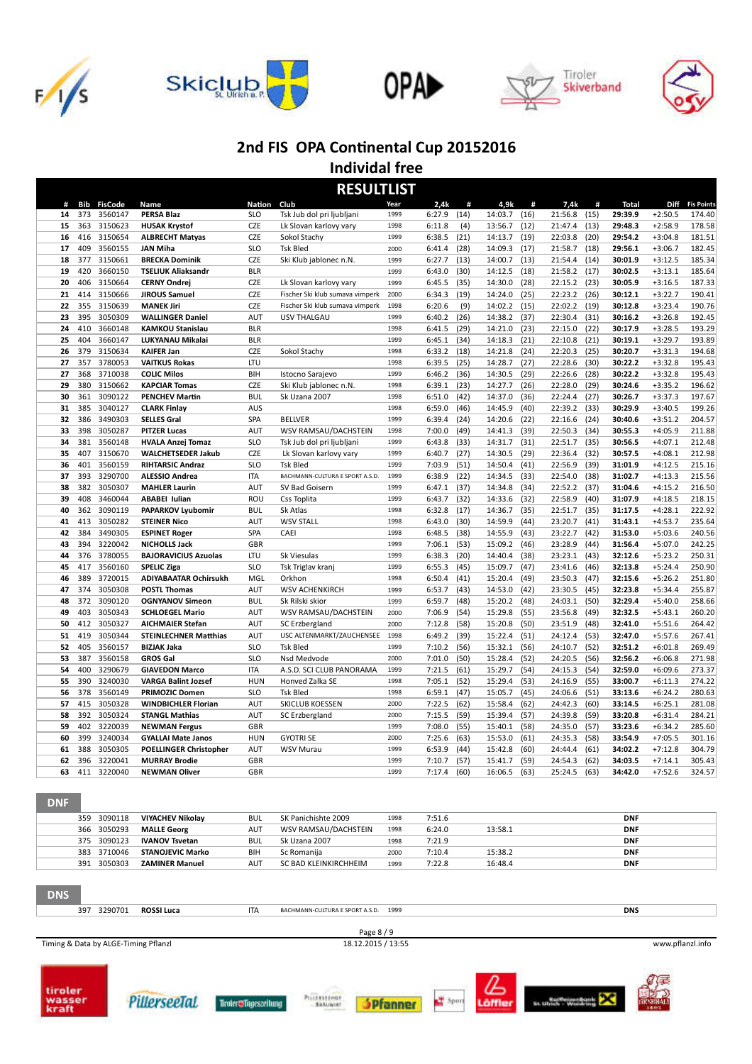# 2nd FIS OPA Continental Cup 20152016

## Individal free

## RESULTLIST

| # | Bib | FisCode | Name | Nation | Club | Year | 2,4k | # | 4,9k | # | 7,4k | # | Total | Diff | Fis Points |
|---|---|---|---|---|---|---|---|---|---|---|---|---|---|---|---|
| 14 | 373 | 3560147 | PERSA Blaz | SLO | Tsk Jub dol pri ljubljani | 1999 | 6:27.9 | (14) | 14:03.7 | (16) | 21:56.8 | (15) | 29:39.9 | +2:50.5 | 174.40 |
| 15 | 363 | 3150623 | HUSAK Krystof | CZE | Lk Slovan karlovy vary | 1998 | 6:11.8 | (4) | 13:56.7 | (12) | 21:47.4 | (13) | 29:48.3 | +2:58.9 | 178.58 |
| 16 | 416 | 3150654 | ALBRECHT Matyas | CZE | Sokol Stachy | 1999 | 6:38.5 | (21) | 14:13.7 | (19) | 22:03.8 | (20) | 29:54.2 | +3:04.8 | 181.51 |
| 17 | 409 | 3560155 | JAN Miha | SLO | Tsk Bled | 2000 | 6:41.4 | (28) | 14:09.3 | (17) | 21:58.7 | (18) | 29:56.1 | +3:06.7 | 182.45 |
| 18 | 377 | 3150661 | BRECKA Dominik | CZE | Ski Klub jablonec n.N. | 1999 | 6:27.7 | (13) | 14:00.7 | (14) | 21:54.4 | (14) | 30:01.9 | +3:12.5 | 185.34 |
| 19 | 420 | 3660150 | TSELIUK Aliaksandr | BLR | | 1999 | 6:43.0 | (30) | 14:12.5 | (18) | 21:58.2 | (17) | 30:02.5 | +3:13.1 | 185.64 |
| 20 | 406 | 3150664 | CERNY Ondrej | CZE | Lk Slovan karlovy vary | 1999 | 6:45.5 | (35) | 14:30.0 | (28) | 22:15.2 | (23) | 30:05.9 | +3:16.5 | 187.33 |
| 21 | 414 | 3150666 | JIROUS Samuel | CZE | Fischer Ski klub sumava vimperk | 2000 | 6:34.3 | (19) | 14:24.0 | (25) | 22:23.2 | (26) | 30:12.1 | +3:22.7 | 190.41 |
| 22 | 355 | 3150639 | MANEK Jiri | CZE | Fischer Ski klub sumava vimperk | 1998 | 6:20.6 | (9) | 14:02.2 | (15) | 22:02.2 | (19) | 30:12.8 | +3:23.4 | 190.76 |
| 23 | 395 | 3050309 | WALLINGER Daniel | AUT | USV THALGAU | 1999 | 6:40.2 | (26) | 14:38.2 | (37) | 22:30.4 | (31) | 30:16.2 | +3:26.8 | 192.45 |
| 24 | 410 | 3660148 | KAMKOU Stanislau | BLR | | 1998 | 6:41.5 | (29) | 14:21.0 | (23) | 22:15.0 | (22) | 30:17.9 | +3:28.5 | 193.29 |
| 25 | 404 | 3660147 | LUKYANAU Mikalai | BLR | | 1999 | 6:45.1 | (34) | 14:18.3 | (21) | 22:10.8 | (21) | 30:19.1 | +3:29.7 | 193.89 |
| 26 | 379 | 3150634 | KAIFER Jan | CZE | Sokol Stachy | 1998 | 6:33.2 | (18) | 14:21.8 | (24) | 22:20.3 | (25) | 30:20.7 | +3:31.3 | 194.68 |
| 27 | 357 | 3780053 | VAITKUS Rokas | LTU | | 1998 | 6:39.5 | (25) | 14:28.7 | (27) | 22:28.6 | (30) | 30:22.2 | +3:32.8 | 195.43 |
| 27 | 368 | 3710038 | COLIC Milos | BIH | Istocno Sarajevo | 1999 | 6:46.2 | (36) | 14:30.5 | (29) | 22:26.6 | (28) | 30:22.2 | +3:32.8 | 195.43 |
| 29 | 380 | 3150662 | KAPCIAR Tomas | CZE | Ski Klub jablonec n.N. | 1998 | 6:39.1 | (23) | 14:27.7 | (26) | 22:28.0 | (29) | 30:24.6 | +3:35.2 | 196.62 |
| 30 | 361 | 3090122 | PENCHEV Martin | BUL | Sk Uzana 2007 | 1998 | 6:51.0 | (42) | 14:37.0 | (36) | 22:24.4 | (27) | 30:26.7 | +3:37.3 | 197.67 |
| 31 | 385 | 3040127 | CLARK Finlay | AUS | | 1998 | 6:59.0 | (46) | 14:45.9 | (40) | 22:39.2 | (33) | 30:29.9 | +3:40.5 | 199.26 |
| 32 | 386 | 3490303 | SELLES Gral | SPA | BELLVER | 1999 | 6:39.4 | (24) | 14:20.6 | (22) | 22:16.6 | (24) | 30:40.6 | +3:51.2 | 204.57 |
| 33 | 398 | 3050287 | PITZER Lucas | AUT | WSV RAMSAU/DACHSTEIN | 1998 | 7:00.0 | (49) | 14:41.3 | (39) | 22:50.3 | (34) | 30:55.3 | +4:05.9 | 211.88 |
| 34 | 381 | 3560148 | HVALA Anzej Tomaz | SLO | Tsk Jub dol pri ljubljani | 1999 | 6:43.8 | (33) | 14:31.7 | (31) | 22:51.7 | (35) | 30:56.5 | +4:07.1 | 212.48 |
| 35 | 407 | 3150670 | WALCHETSEDER Jakub | CZE | Lk Slovan karlovy vary | 1999 | 6:40.7 | (27) | 14:30.5 | (29) | 22:36.4 | (32) | 30:57.5 | +4:08.1 | 212.98 |
| 36 | 401 | 3560159 | RIHTARSIC Andraz | SLO | Tsk Bled | 1999 | 7:03.9 | (51) | 14:50.4 | (41) | 22:56.9 | (39) | 31:01.9 | +4:12.5 | 215.16 |
| 37 | 393 | 3290700 | ALESSIO Andrea | ITA | BACHMANN-CULTURA E SPORT A.S.D. | 1999 | 6:38.9 | (22) | 14:34.5 | (33) | 22:54.0 | (38) | 31:02.7 | +4:13.3 | 215.56 |
| 38 | 382 | 3050307 | MAHLER Laurin | AUT | SV Bad Goisern | 1999 | 6:47.1 | (37) | 14:34.8 | (34) | 22:52.2 | (37) | 31:04.6 | +4:15.2 | 216.50 |
| 39 | 408 | 3460044 | ABABEI Iulian | ROU | Css Toplita | 1999 | 6:43.7 | (32) | 14:33.6 | (32) | 22:58.9 | (40) | 31:07.9 | +4:18.5 | 218.15 |
| 40 | 362 | 3090119 | PAPARKOV Lyubomir | BUL | Sk Atlas | 1998 | 6:32.8 | (17) | 14:36.7 | (35) | 22:51.7 | (35) | 31:17.5 | +4:28.1 | 222.92 |
| 41 | 413 | 3050282 | STEINER Nico | AUT | WSV STALL | 1998 | 6:43.0 | (30) | 14:59.9 | (44) | 23:20.7 | (41) | 31:43.1 | +4:53.7 | 235.64 |
| 42 | 384 | 3490305 | ESPINET Roger | SPA | CAEI | 1998 | 6:48.5 | (38) | 14:55.9 | (43) | 23:22.7 | (42) | 31:53.0 | +5:03.6 | 240.56 |
| 43 | 394 | 3220042 | NICHOLLS Jack | GBR | | 1999 | 7:06.1 | (53) | 15:09.2 | (46) | 23:28.9 | (44) | 31:56.4 | +5:07.0 | 242.25 |
| 44 | 376 | 3780055 | BAJORAVICIUS Azuolas | LTU | Sk Viesulas | 1999 | 6:38.3 | (20) | 14:40.4 | (38) | 23:23.1 | (43) | 32:12.6 | +5:23.2 | 250.31 |
| 45 | 417 | 3560160 | SPELIC Ziga | SLO | Tsk Triglav kranj | 1999 | 6:55.3 | (45) | 15:09.7 | (47) | 23:41.6 | (46) | 32:13.8 | +5:24.4 | 250.90 |
| 46 | 389 | 3720015 | ADIYABAATAR Ochirsukh | MGL | Orkhon | 1998 | 6:50.4 | (41) | 15:20.4 | (49) | 23:50.3 | (47) | 32:15.6 | +5:26.2 | 251.80 |
| 47 | 374 | 3050308 | POSTL Thomas | AUT | WSV ACHENKIRCH | 1999 | 6:53.7 | (43) | 14:53.0 | (42) | 23:30.5 | (45) | 32:23.8 | +5:34.4 | 255.87 |
| 48 | 372 | 3090120 | OGNYANOV Simeon | BUL | Sk Rilski skior | 1999 | 6:59.7 | (48) | 15:20.2 | (48) | 24:03.1 | (50) | 32:29.4 | +5:40.0 | 258.66 |
| 49 | 403 | 3050343 | SCHLOEGEL Mario | AUT | WSV RAMSAU/DACHSTEIN | 2000 | 7:06.9 | (54) | 15:29.8 | (55) | 23:56.8 | (49) | 32:32.5 | +5:43.1 | 260.20 |
| 50 | 412 | 3050327 | AICHMAIER Stefan | AUT | SC Erzbergland | 2000 | 7:12.8 | (58) | 15:20.8 | (50) | 23:51.9 | (48) | 32:41.0 | +5:51.6 | 264.42 |
| 51 | 419 | 3050344 | STEINLECHNER Matthias | AUT | USC ALTENMARKT/ZAUCHENSEE | 1998 | 6:49.2 | (39) | 15:22.4 | (51) | 24:12.4 | (53) | 32:47.0 | +5:57.6 | 267.41 |
| 52 | 405 | 3560157 | BIZJAK Jaka | SLO | Tsk Bled | 1999 | 7:10.2 | (56) | 15:32.1 | (56) | 24:10.7 | (52) | 32:51.2 | +6:01.8 | 269.49 |
| 53 | 387 | 3560158 | GROS Gal | SLO | Nsd Medvode | 2000 | 7:01.0 | (50) | 15:28.4 | (52) | 24:20.5 | (56) | 32:56.2 | +6:06.8 | 271.98 |
| 54 | 400 | 3290679 | GIAVEDON Marco | ITA | A.S.D. SCI CLUB PANORAMA | 1999 | 7:21.5 | (61) | 15:29.7 | (54) | 24:15.3 | (54) | 32:59.0 | +6:09.6 | 273.37 |
| 55 | 390 | 3240030 | VARGA Balint Jozsef | HUN | Honved Zalka SE | 1998 | 7:05.1 | (52) | 15:29.4 | (53) | 24:16.9 | (55) | 33:00.7 | +6:11.3 | 274.22 |
| 56 | 378 | 3560149 | PRIMOZIC Domen | SLO | Tsk Bled | 1998 | 6:59.1 | (47) | 15:05.7 | (45) | 24:06.6 | (51) | 33:13.6 | +6:24.2 | 280.63 |
| 57 | 415 | 3050328 | WINDBICHLER Florian | AUT | SKICLUB KOESSEN | 2000 | 7:22.5 | (62) | 15:58.4 | (62) | 24:42.3 | (60) | 33:14.5 | +6:25.1 | 281.08 |
| 58 | 392 | 3050324 | STANGL Mathias | AUT | SC Erzbergland | 2000 | 7:15.5 | (59) | 15:39.4 | (57) | 24:39.8 | (59) | 33:20.8 | +6:31.4 | 284.21 |
| 59 | 402 | 3220039 | NEWMAN Fergus | GBR | | 1999 | 7:08.0 | (55) | 15:40.1 | (58) | 24:35.0 | (57) | 33:23.6 | +6:34.2 | 285.60 |
| 60 | 399 | 3240034 | GYALLAI Mate Janos | HUN | GYOTRI SE | 2000 | 7:25.6 | (63) | 15:53.0 | (61) | 24:35.3 | (58) | 33:54.9 | +7:05.5 | 301.16 |
| 61 | 388 | 3050305 | POELLINGER Christopher | AUT | WSV Murau | 1999 | 6:53.9 | (44) | 15:42.8 | (60) | 24:44.4 | (61) | 34:02.2 | +7:12.8 | 304.79 |
| 62 | 396 | 3220041 | MURRAY Brodie | GBR | | 1999 | 7:10.7 | (57) | 15:41.7 | (59) | 24:54.3 | (62) | 34:03.5 | +7:14.1 | 305.43 |
| 63 | 411 | 3220040 | NEWMAN Oliver | GBR | | 1999 | 7:17.4 | (60) | 16:06.5 | (63) | 25:24.5 | (63) | 34:42.0 | +7:52.6 | 324.57 |

## DNF

| Bib | FisCode | Name | Nation | Club | Year | 2,4k | 4,9k | Total |
|---|---|---|---|---|---|---|---|---|
| 359 | 3090118 | VIYACHEV Nikolay | BUL | SK Panichishte 2009 | 1998 | 7:51.6 | | DNF |
| 366 | 3050293 | MALLE Georg | AUT | WSV RAMSAU/DACHSTEIN | 1998 | 6:24.0 | 13:58.1 | DNF |
| 375 | 3090123 | IVANOV Tsvetan | BUL | Sk Uzana 2007 | 1998 | 7:21.9 | | DNF |
| 383 | 3710046 | STANOJEVIC Marko | BIH | Sc Romanija | 2000 | 7:10.4 | 15:38.2 | DNF |
| 391 | 3050303 | ZAMINER Manuel | AUT | SC BAD KLEINKIRCHHEIM | 1999 | 7:22.8 | 16:48.4 | DNF |

## DNS

| Bib | FisCode | Name | Nation | Club | Year | Total |
|---|---|---|---|---|---|---|
| 397 | 3290701 | ROSSI Luca | ITA | BACHMANN-CULTURA E SPORT A.S.D. | 1999 | DNS |

Timing & Data by ALGE-Timing Pflanzl

18.12.2015 / 13:55

www.pflanzl.info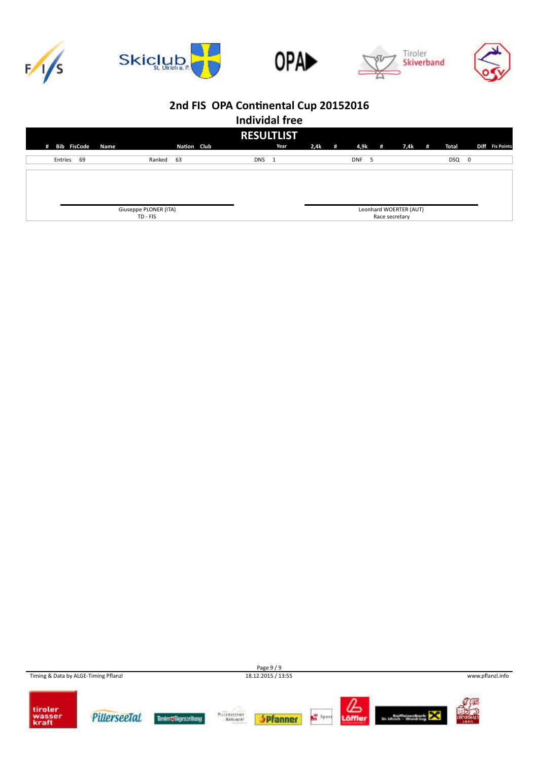## 2nd FIS OPA Continental Cup 20152016

### Individal free

### RESULTLIST

| # | Bib | FisCode | Name | Nation | Club | Year | 2,4k | # | 4,9k | # | 7,4k | # | Total | Diff | Fis Points |
|---|---|---|---|---|---|---|---|---|---|---|---|---|---|---|---|

Entries 69 Ranked 63 DNS 1 DNF 5 DSQ 0

Giuseppe PLONER (ITA)
TD - FIS

Leonhard WOERTER (AUT)
Race secretary

Timing & Data by ALGE-Timing Pflanzl

18.12.2015 / 13:55

www.pflanzl.info